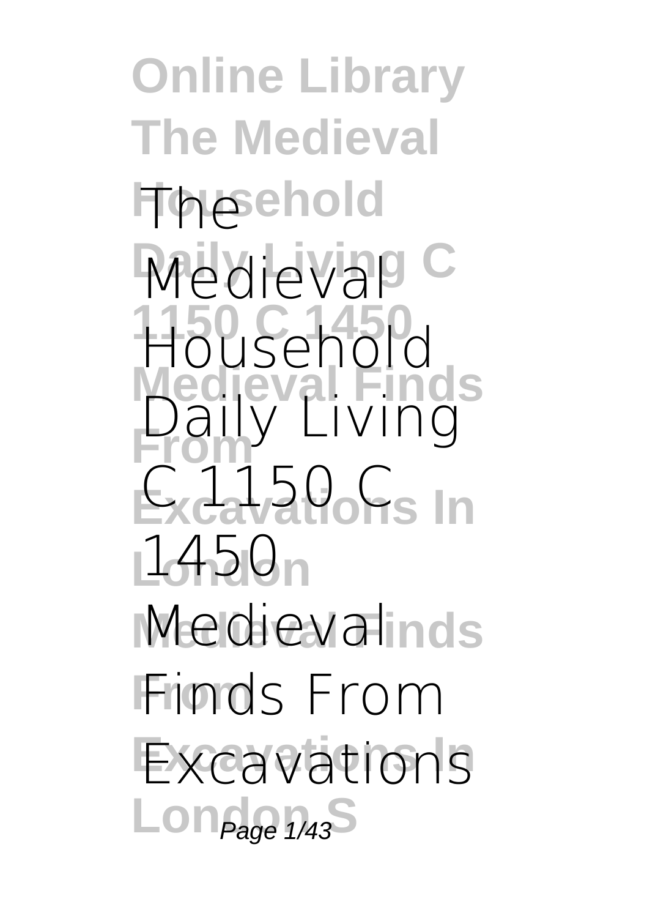# The Medieval Household Daily Living C 1150 C 1450 Medieval Finds From Excavations London S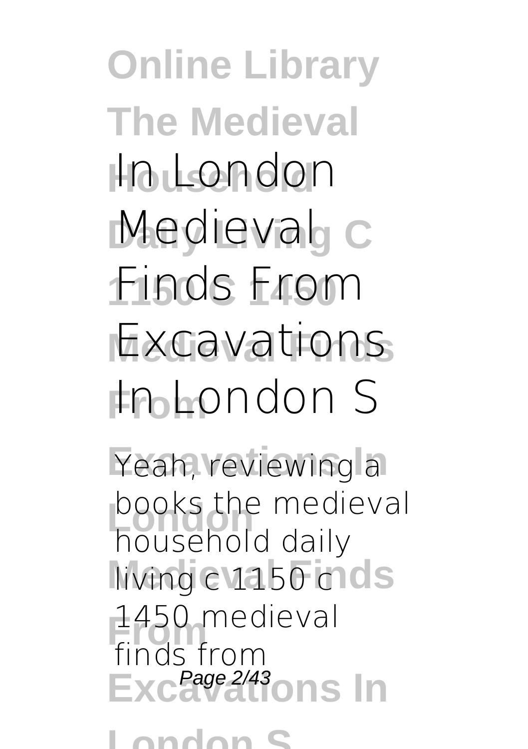# In London Medieval Finds From Excavations In London S

Yeah, reviewing a books **the medieval household daily living c 1150 c 1450 medieval finds from**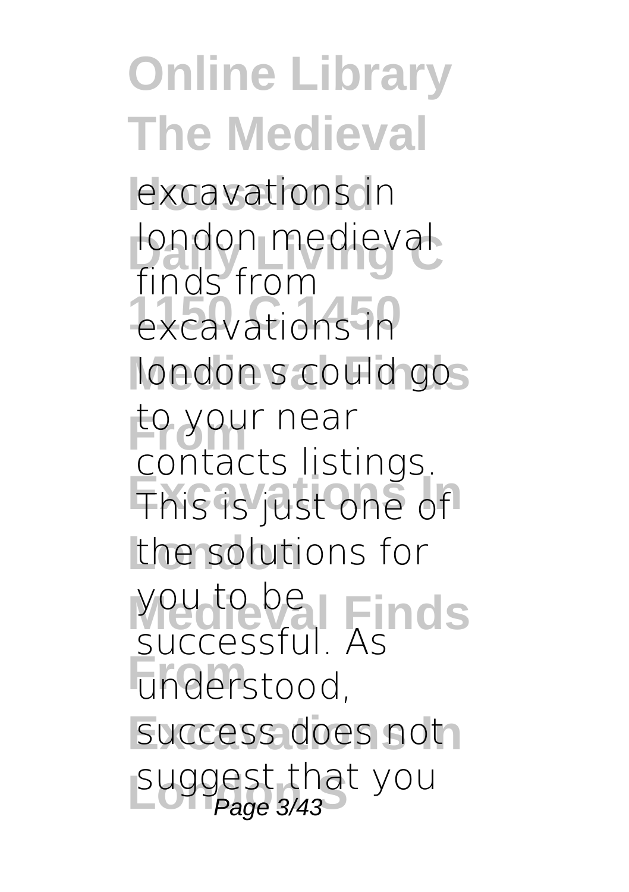excavations in london medieval finds from excavations in london s could go to your near contacts listings. This is just one of the solutions for you to be successful. As understood, success does not suggest that you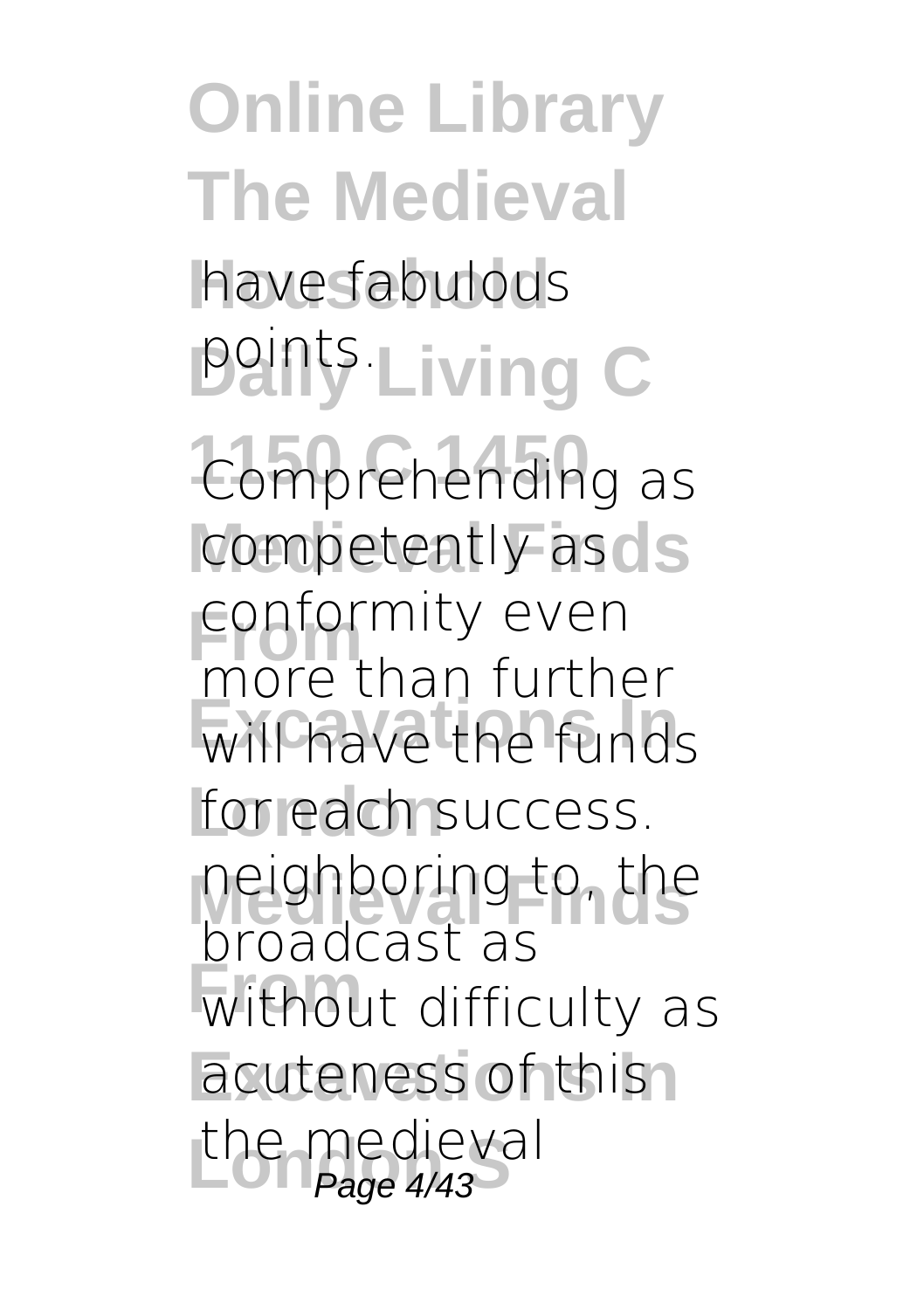have fabulous points.

Comprehending as competently as conformity even more than further will have the funds for each success. neighboring to, the broadcast as without difficulty as acuteness of this the medieval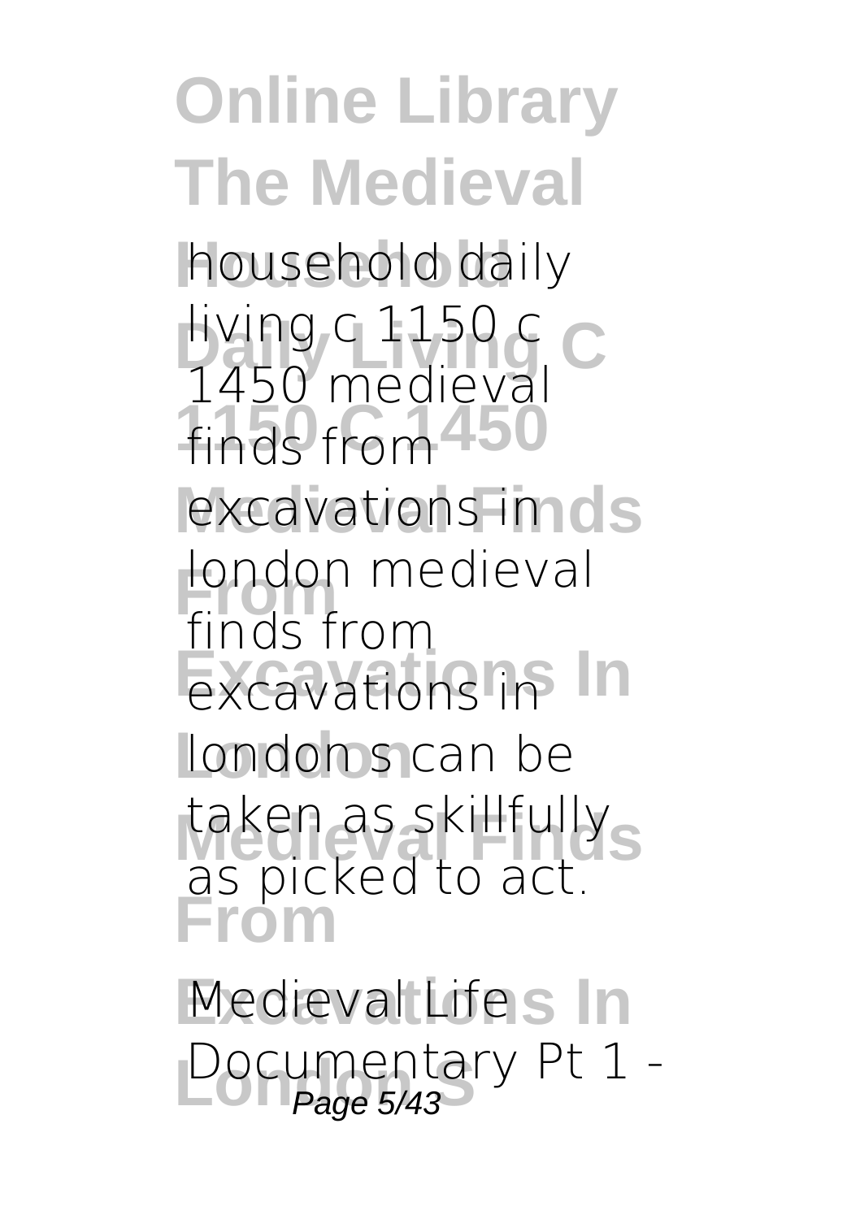household daily living c 1150 c 1450 medieval finds from excavations in london medieval finds from excavations in london s can be taken as skillfully as picked to act.

**Medieval Life Documentary Pt 1 -**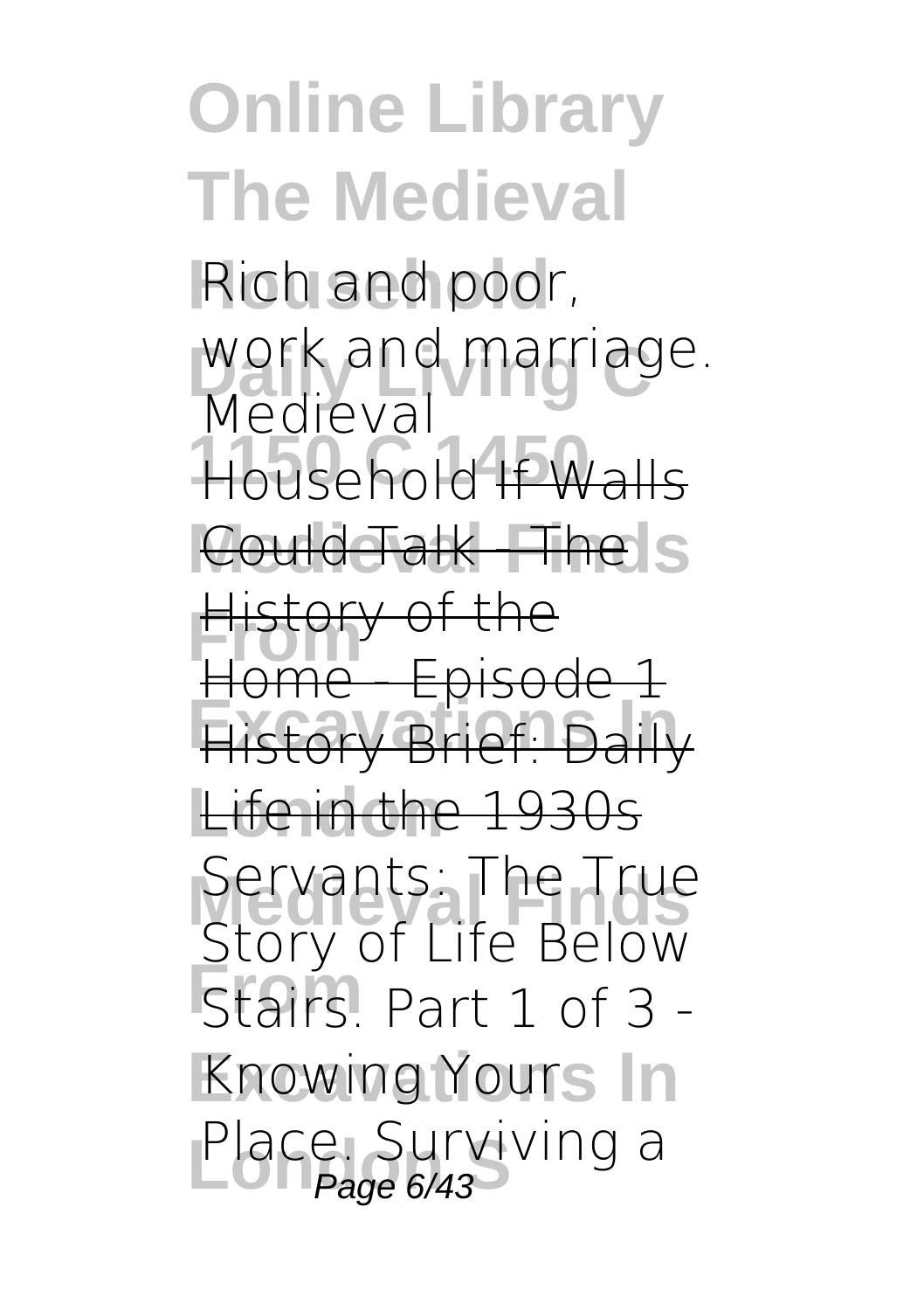Rich and poor, work and marriage. Medieval Household ~~If Walls Could Talk - The History of the Home - Episode 1~~ ~~History Brief: Daily Life in the 1930s~~ Servants: The True Story of Life Below Stairs. Part 1 of 3 - Knowing Your Place. Surviving a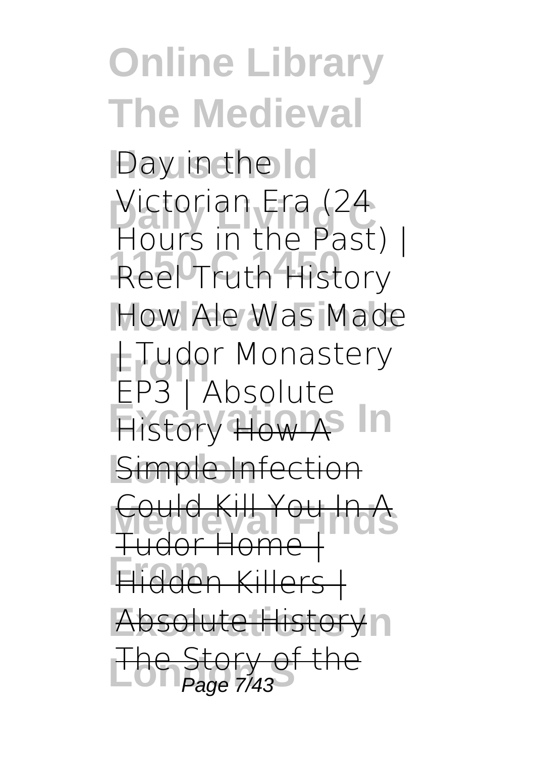Day in the Victorian Era (24 Hours in the Past) | Reel Truth History How Ale Was Made | Tudor Monastery EP3 | Absolute History How A Simple Infection Could Kill You In A Tudor Home | Hidden Killers | Absolute History The Story of the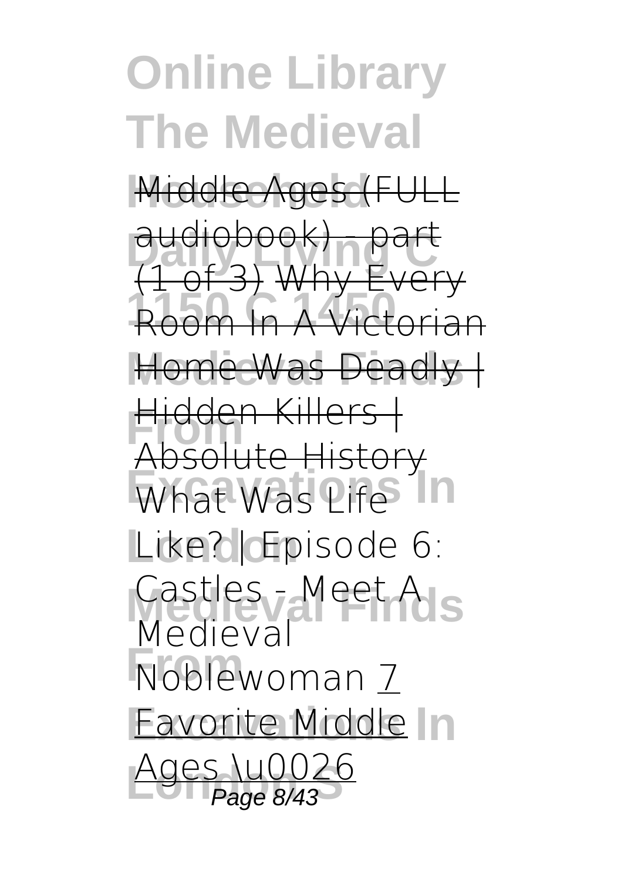Middle Ages (FULL audiobook) - part (1 of 3) Why Every Room In A Victorian Home Was Deadly | Hidden Killers | Absolute History **What Was Life Like? | Episode 6: Castles - Meet A Medieval Noblewoman** 7 Favorite Middle Ages \u0026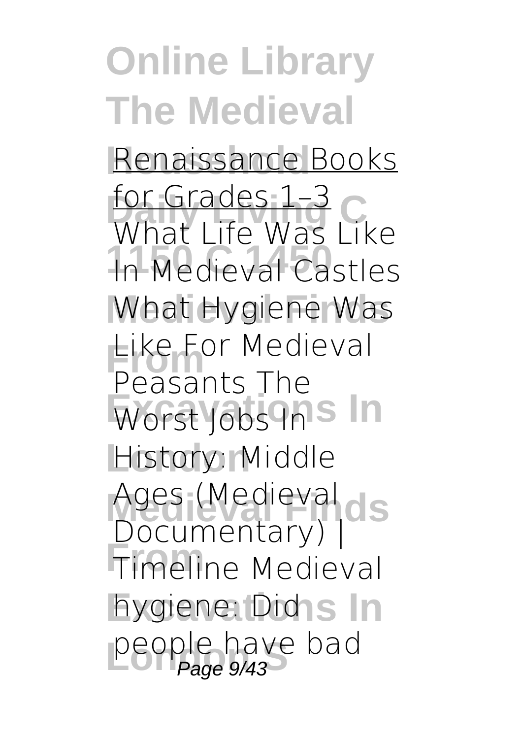Renaissance Books for Grades 1–3 What Life Was Like In Medieval Castles What Hygiene Was Like For Medieval Peasants The Worst Jobs In History: Middle Ages (Medieval Documentary) | Timeline Medieval hygiene: Did people have bad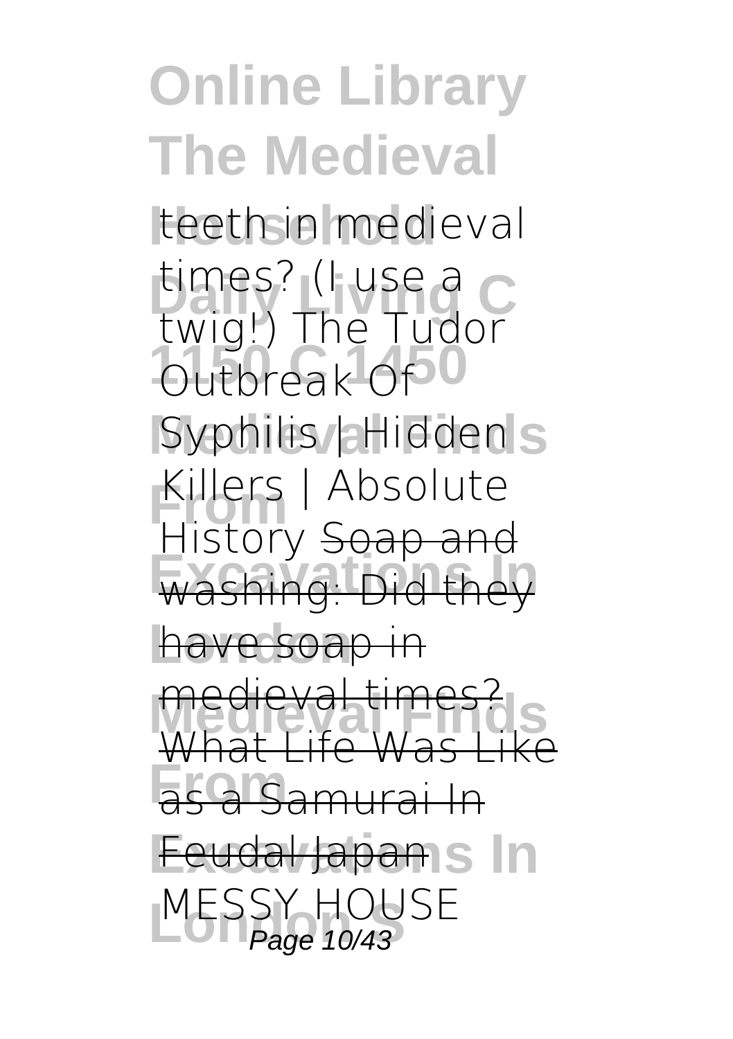teeth in medieval times? (I use a twig!) The Tudor Outbreak Of Syphilis | Hidden Killers | Absolute History ~~Soap and washing: Did they have soap in medieval times?~~ ~~What Life Was Like as a Samurai In Feudal Japan~~ MESSY HOUSE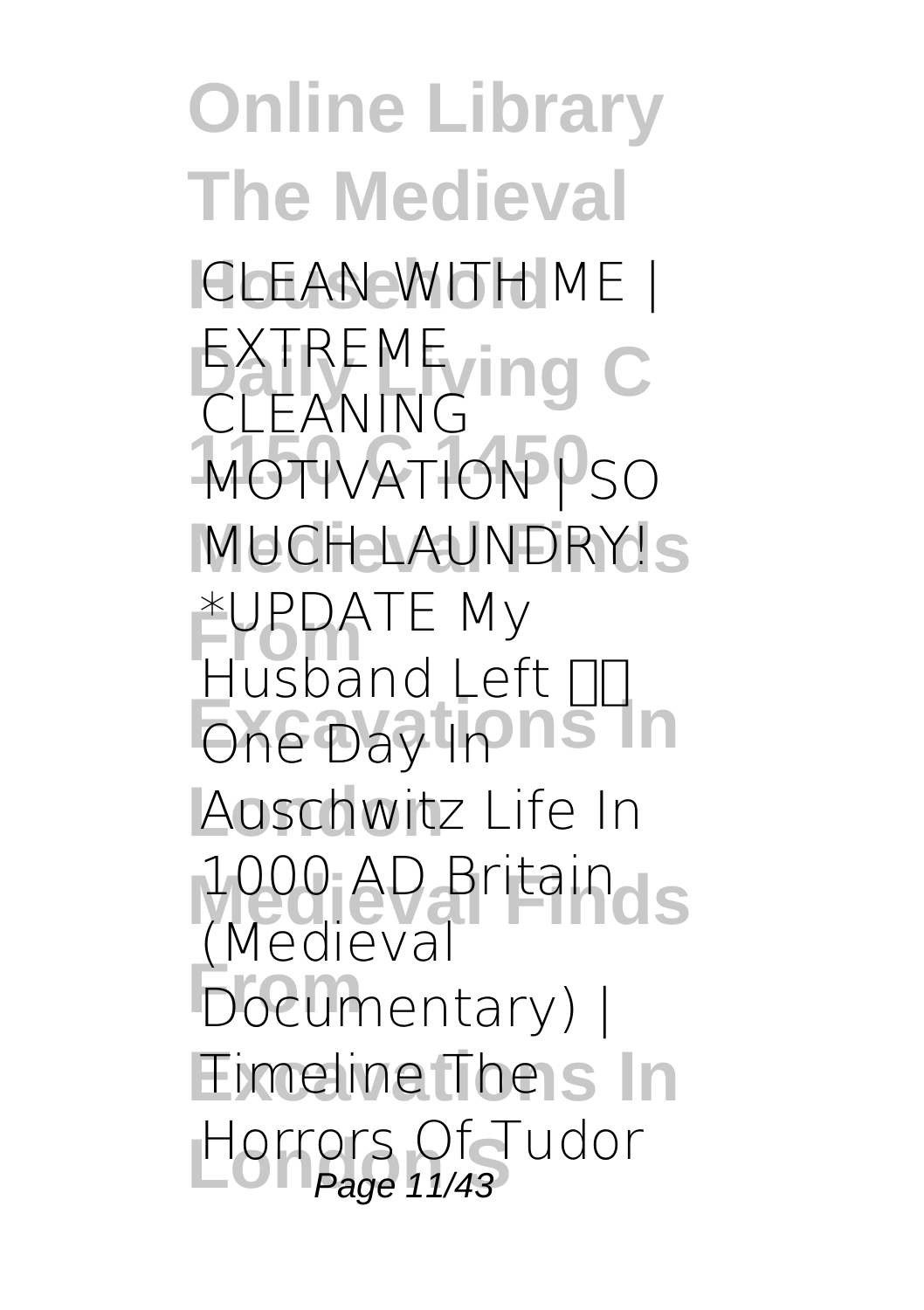CLEAN WITH ME | EXTREME CLEANING MOTIVATION | SO MUCH LAUNDRY! *UPDATE My Husband Left One Day In Auschwitz Life In 1000 AD Britain (Medieval Documentary) | Timeline The Horrors Of Tudor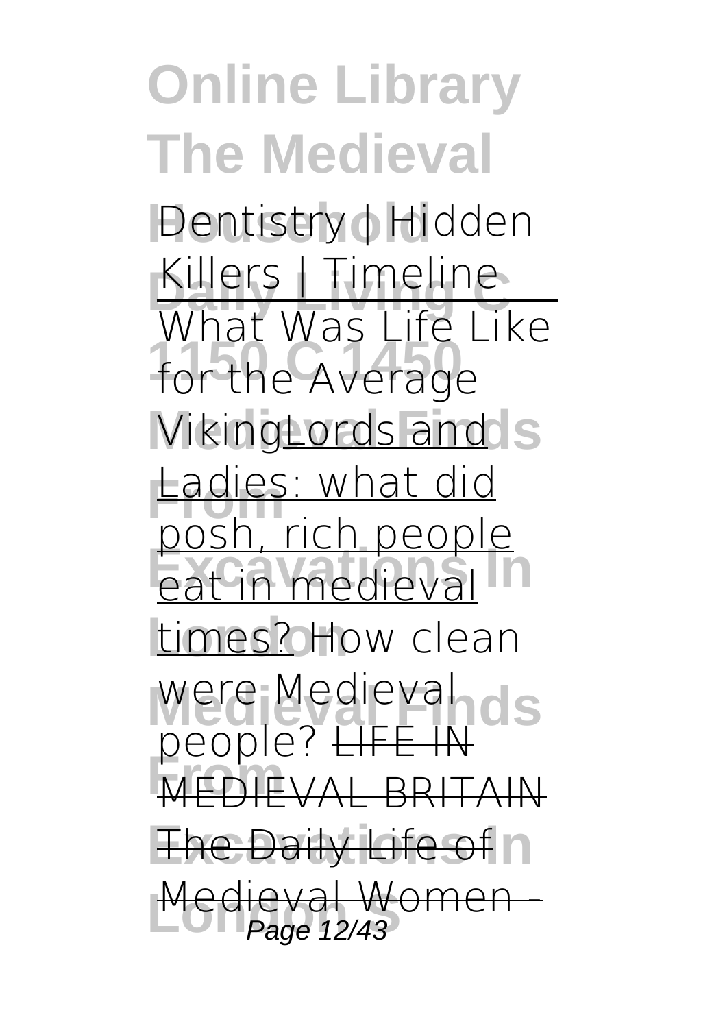Dentistry | Hidden Killers | Timeline

What Was Life Like for the Average Viking

Lords and Ladies: what did posh, rich people eat in medieval times?

How clean were Medieval people?

~~LIFE IN MEDIEVAL BRITAIN~~

~~The Daily Life of Medieval Women -~~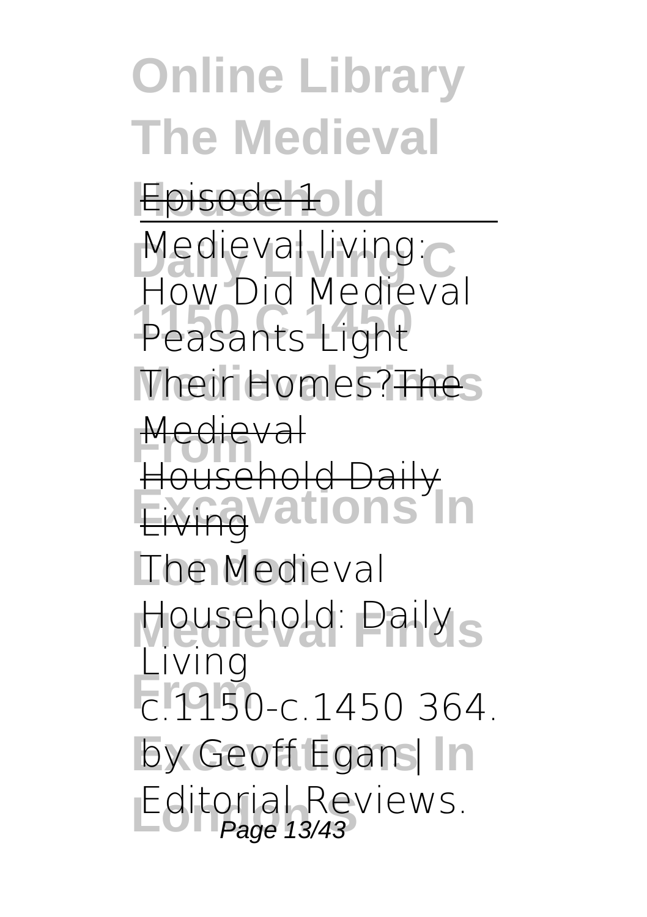~~Episode 1~~

Medieval living: How Did Medieval Peasants Light Their Homes?~~The Medieval Household Daily Living~~

The Medieval Household: Daily Living c.1150-c.1450 364. by Geoff Egan | Editorial Reviews.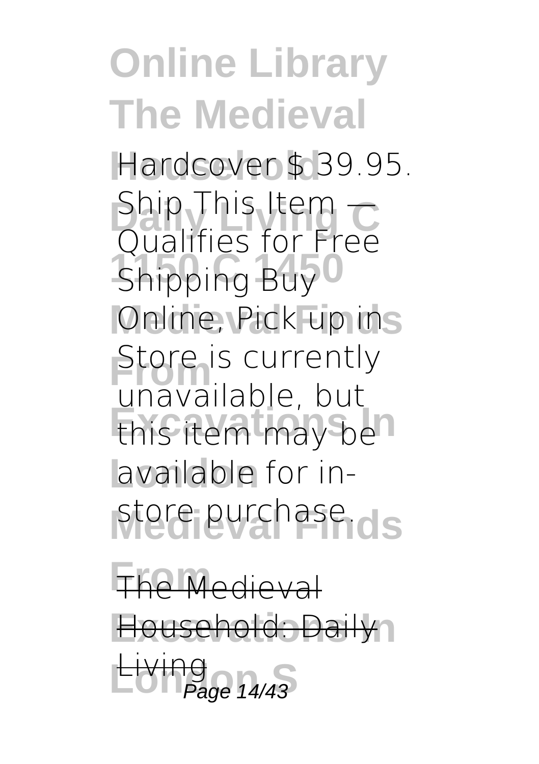Hardcover $ 39.95. Ship This Item — Qualifies for Free Shipping Buy Online, Pick up in Store is currently unavailable, but this item may be available for in-store purchase.

~~The Medieval Household: Daily Living~~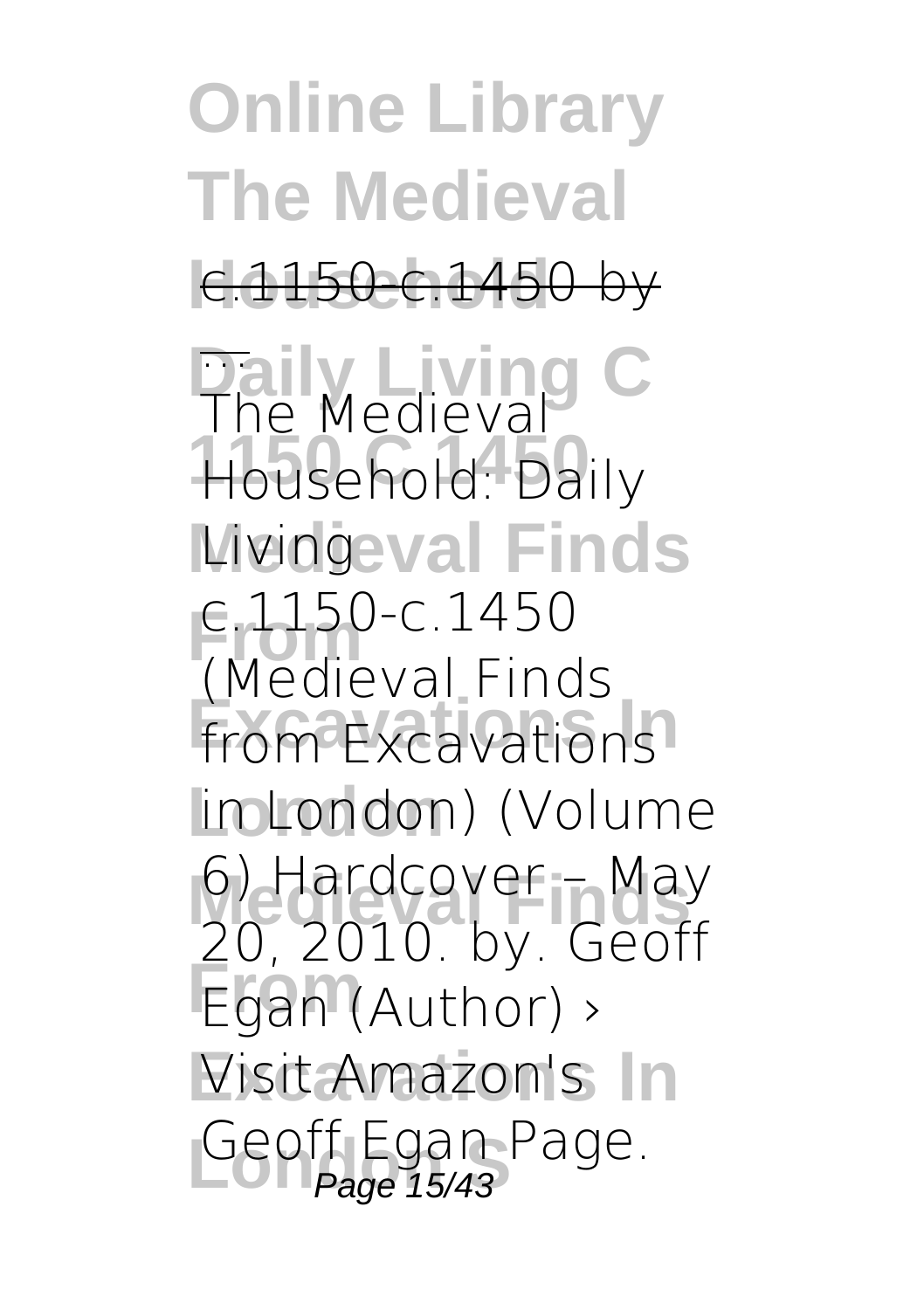c.1150-c.1450 by ...

The Medieval Household: Daily Living c.1150-c.1450 (Medieval Finds from Excavations in London) (Volume 6) Hardcover – May 20, 2010. by. Geoff Egan (Author) › Visit Amazon's Geoff Egan Page.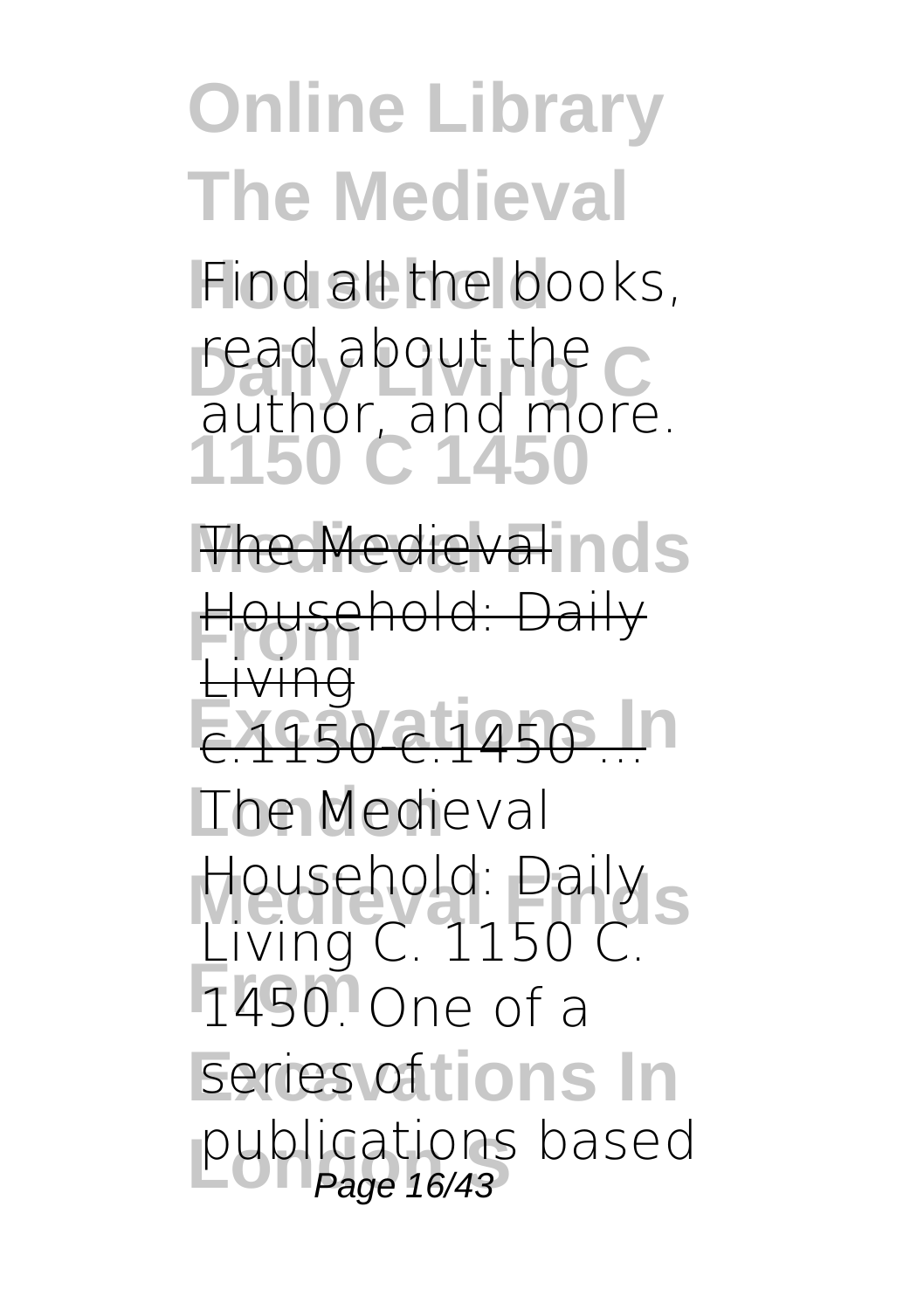Find all the books, read about the author, and more.

The Medieval Household: Daily Living c.1150-c.1450 ...

The Medieval Household: Daily Living C. 1150 C. 1450. One of a series of publications based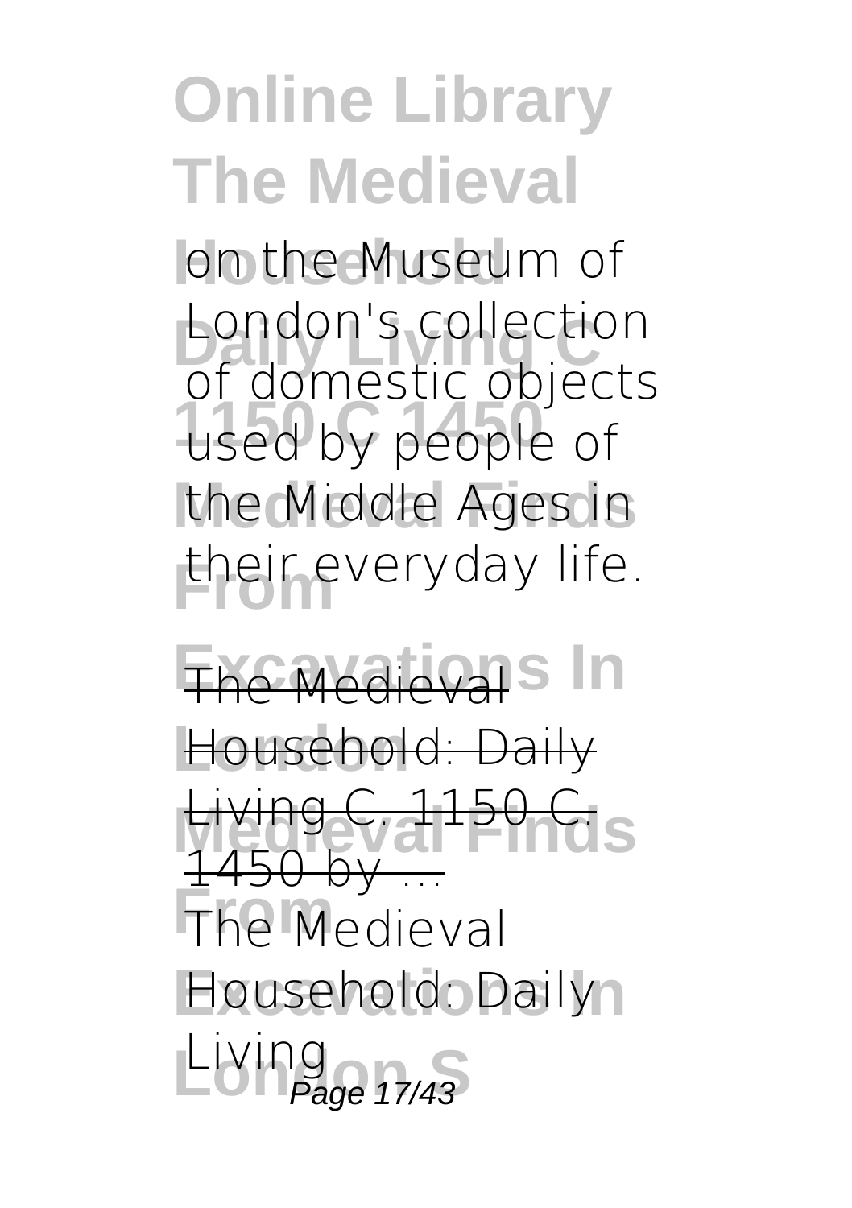on the Museum of London's collection of domestic objects used by people of the Middle Ages in their everyday life.

The Medieval Household: Daily Living C. 1150 C. 1450 by ...

The Medieval Household: Daily Living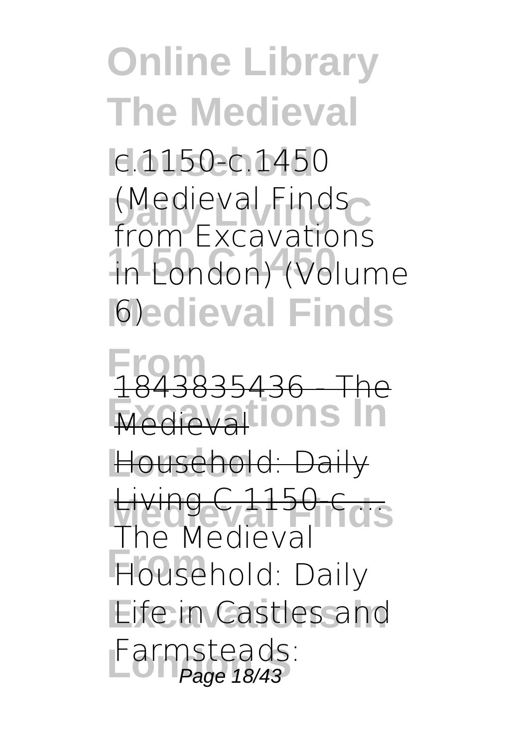c.1150-c.1450 (Medieval Finds from Excavations in London) (Volume 6)

1843835436 - The Medieval Household: Daily Living C 1150-c ...

The Medieval Household: Daily Life in Castles and Farmsteads: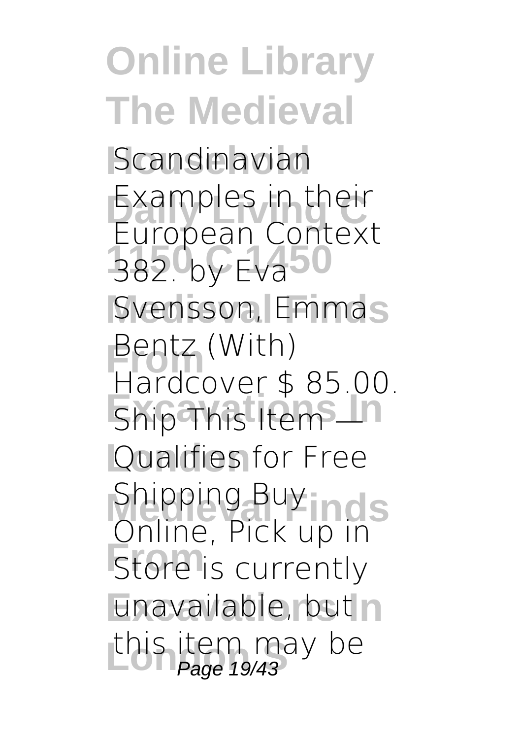Scandinavian Examples in their European Context 382. by Eva Svensson, Emma Bentz (With) Hardcover $ 85.00. Ship This Item — Qualifies for Free Shipping Buy Online, Pick up in Store is currently unavailable, but this item may be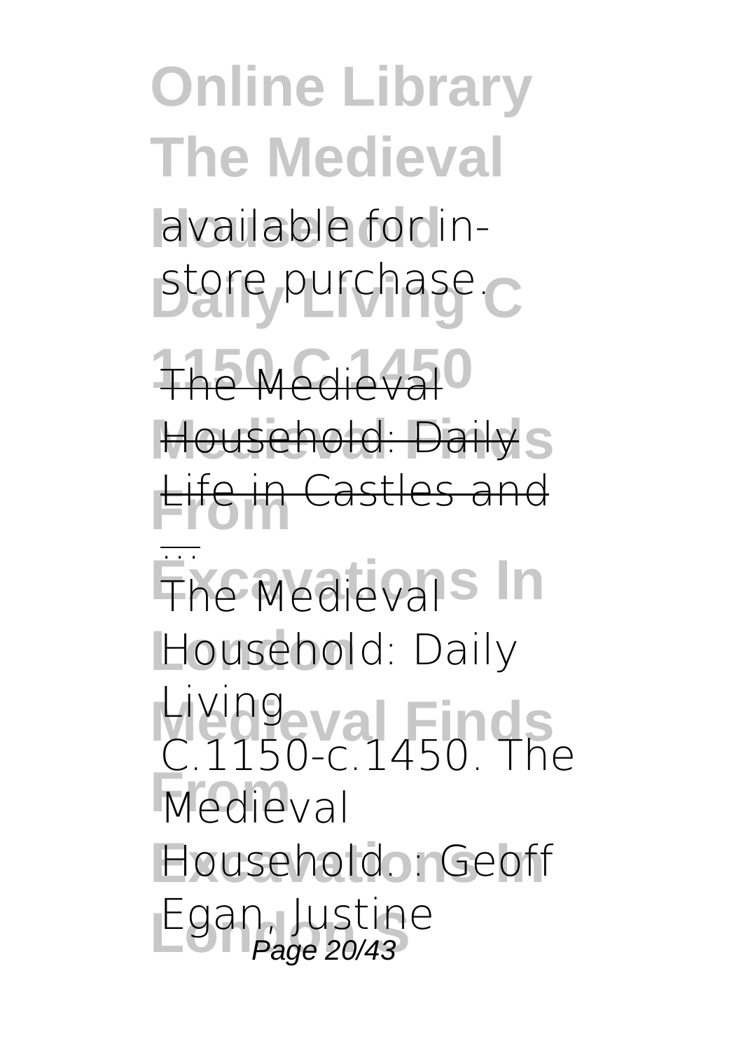available for in-store purchase.

The Medieval Household: Daily Life in Castles and ...

The Medieval Household: Daily Living C.1150-c.1450. The Medieval Household. : Geoff Egan, Justine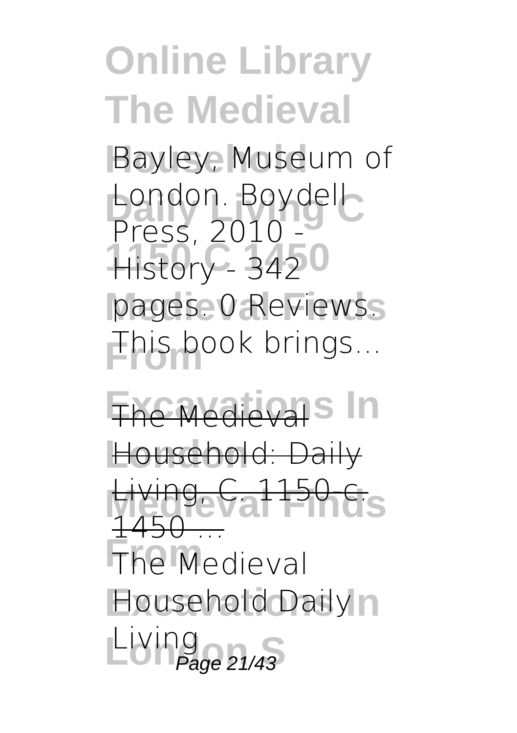Bayley, Museum of London. Boydell Press, 2010 - History - 342 pages. 0 Reviews. This book brings...

~~The Medieval Household: Daily Living, C. 1150-c. 1450 ...~~

The Medieval Household Daily Living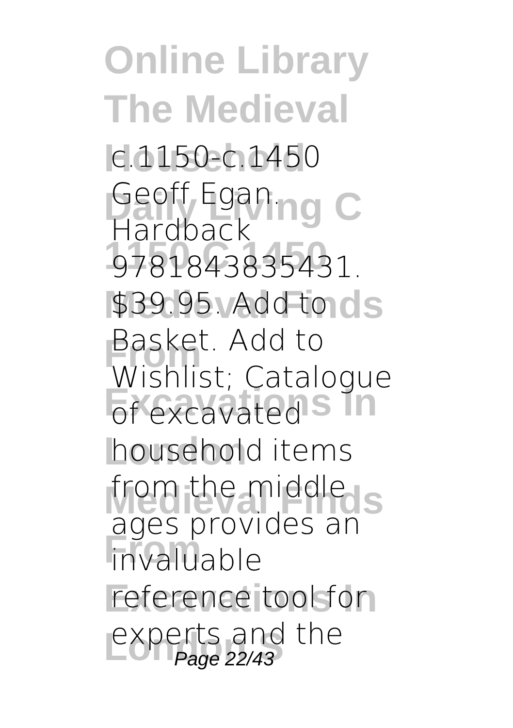c.1150-c.1450 Geoff Egan. Hardback 9781843835431. $39.95. Add to Basket. Add to Wishlist; Catalogue of excavated household items from the middle ages provides an invaluable reference tool for experts and the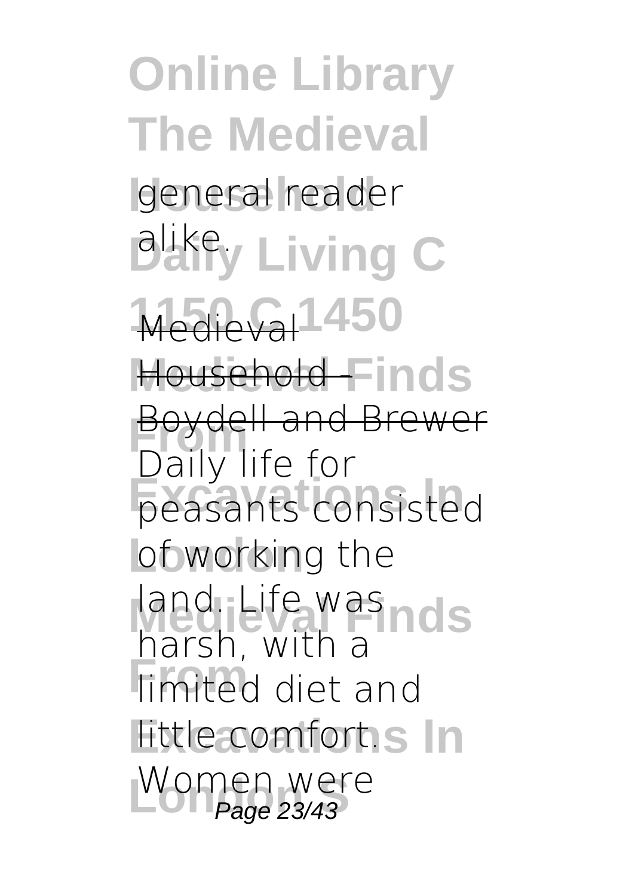general reader alike.

Medieval Household - Boydell and Brewer

Daily life for peasants consisted of working the land. Life was harsh, with a limited diet and little comfort. Women were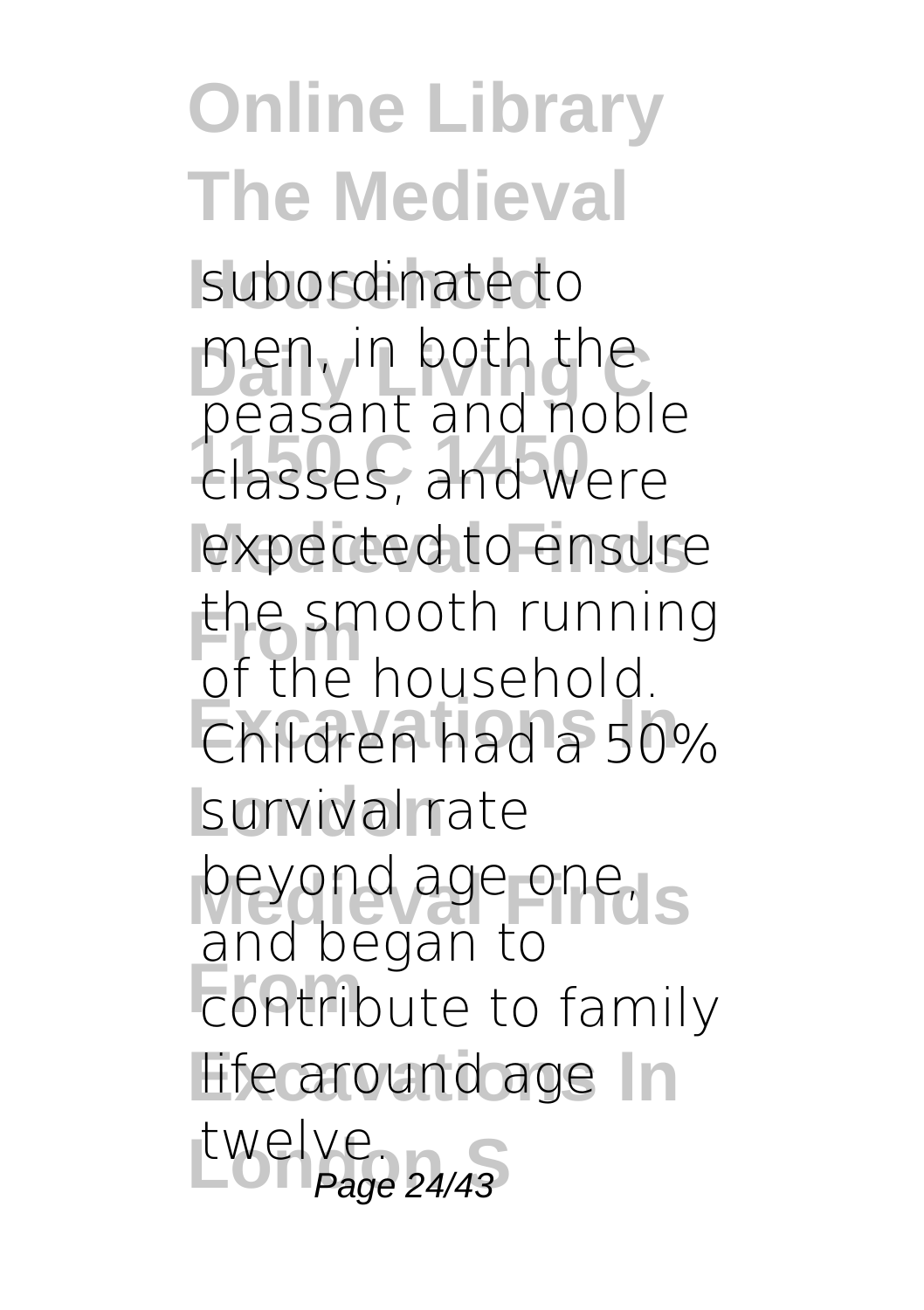subordinate to men, in both the peasant and noble classes, and were expected to ensure the smooth running of the household. Children had a 50% survival rate beyond age one, and began to contribute to family life around age twelve.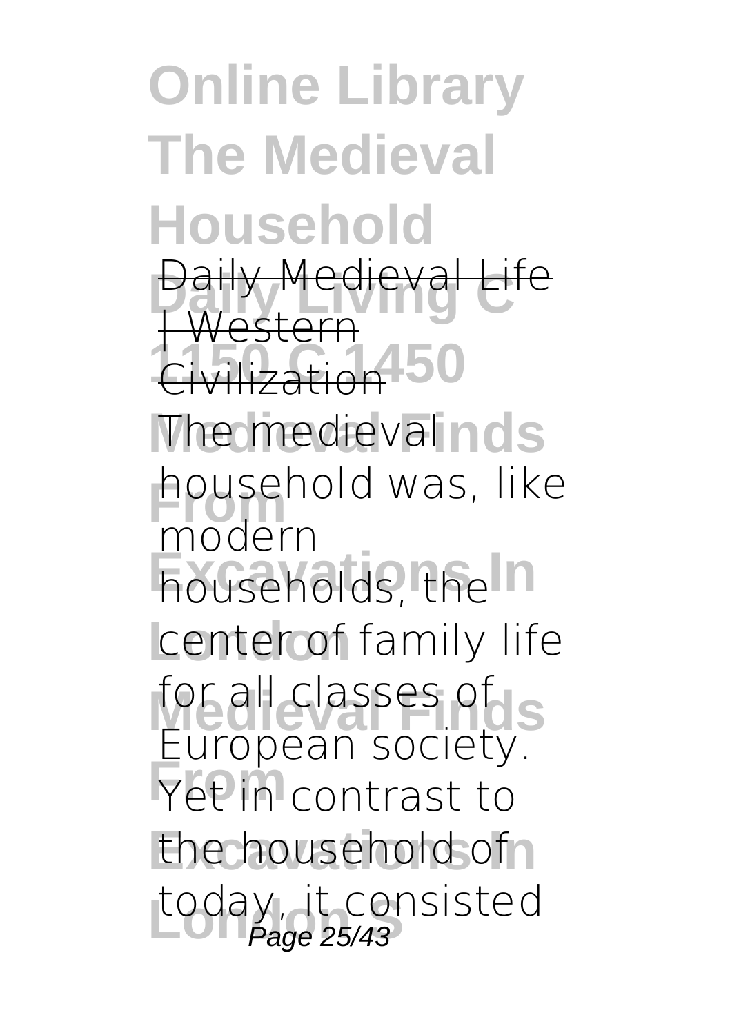Daily Medieval Life | Western Civilization

The medieval household was, like modern households, the center of family life for all classes of European society. Yet in contrast to the household of today, it consisted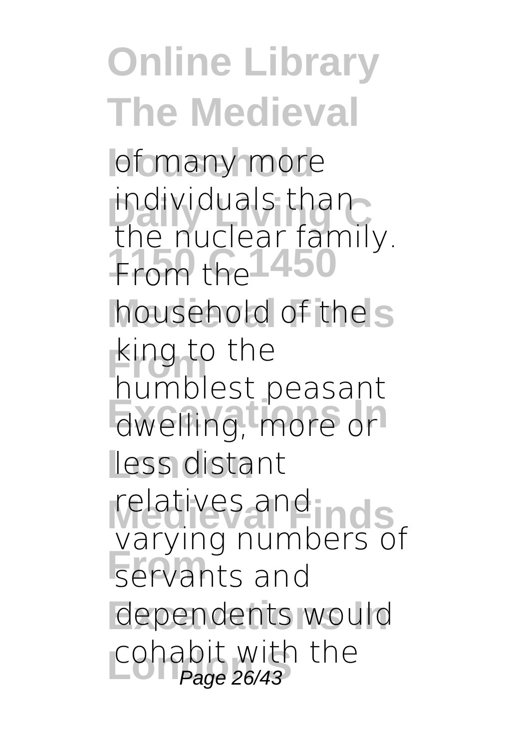of many more individuals than the nuclear family. From the household of the king to the humblest peasant dwelling, more or less distant relatives and varying numbers of servants and dependents would cohabit with the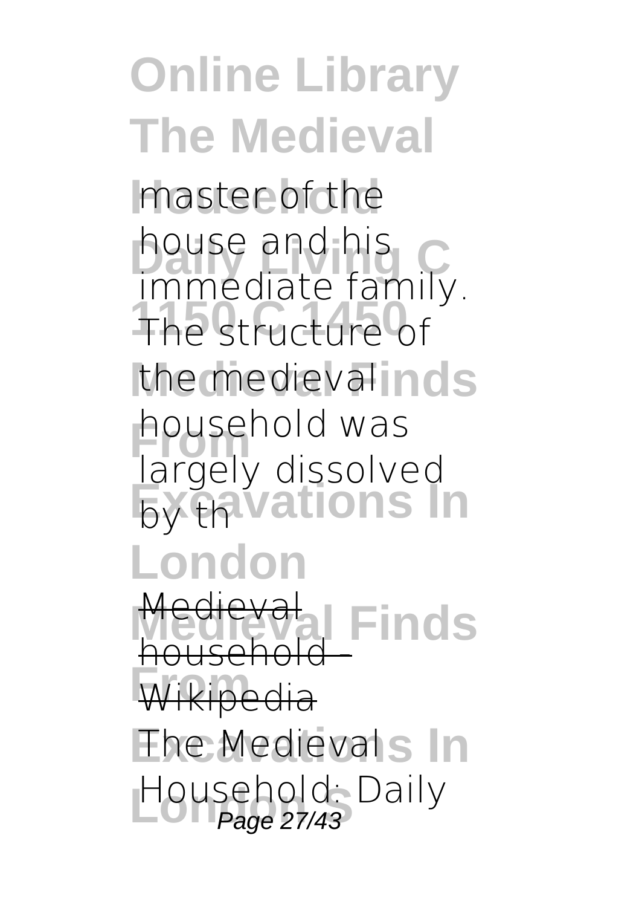master of the house and his immediate family. The structure of the medieval household was largely dissolved by th

Medieval household - Wikipedia

The Medieval Household: Daily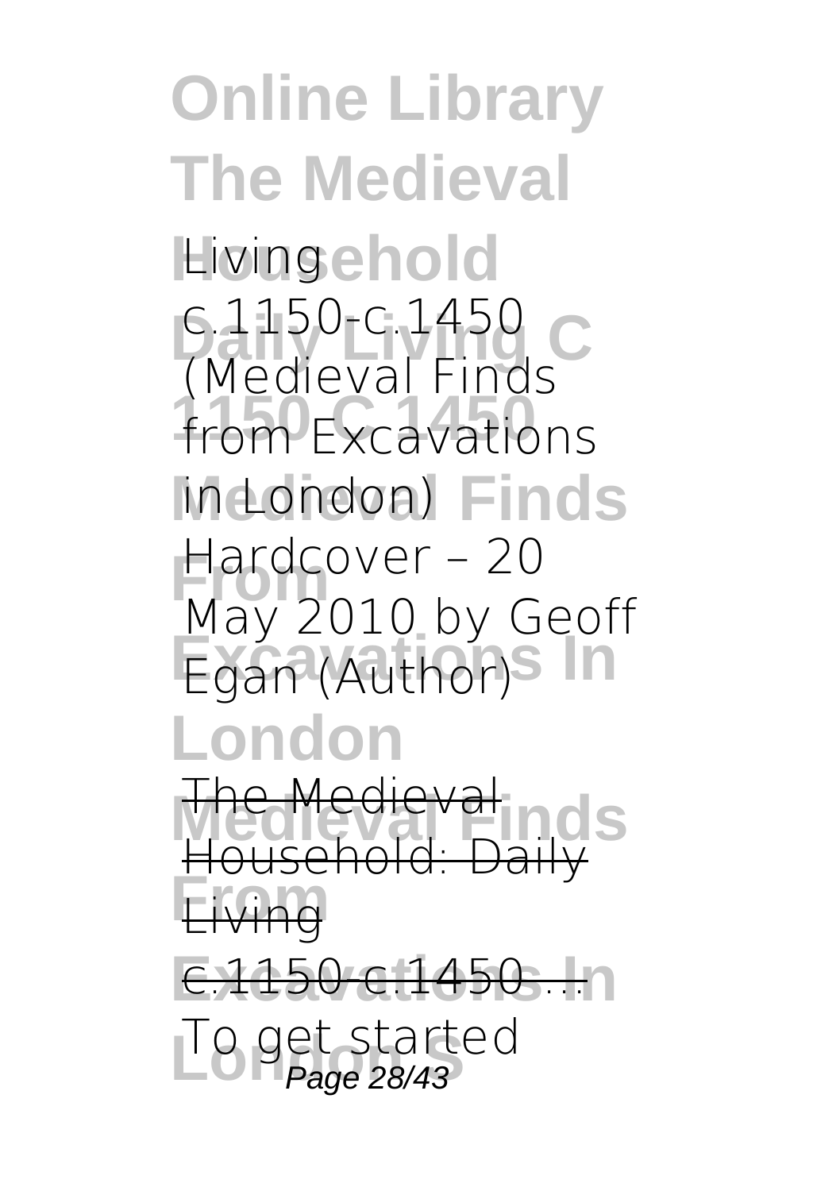Living c.1150-c.1450 (Medieval Finds from Excavations in London) Hardcover – 20 May 2010 by Geoff Egan (Author)

~~The Medieval Household: Daily Living c.1150-c.1450 ...~~

To get started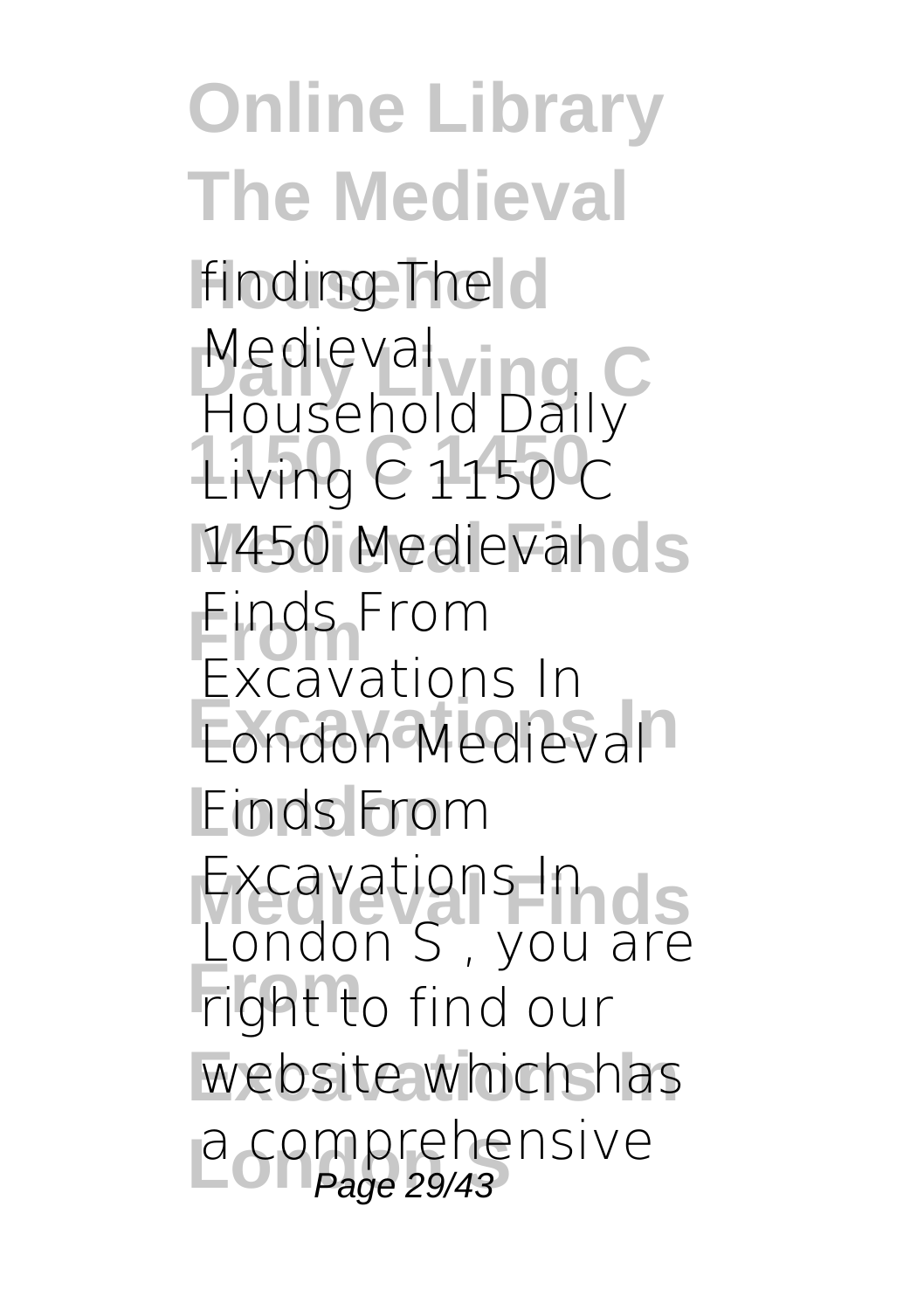finding The Medieval Household Daily Living C 1150 C 1450 Medieval Finds From Excavations In London Medieval Finds From Excavations In London S , you are right to find our website which has a comprehensive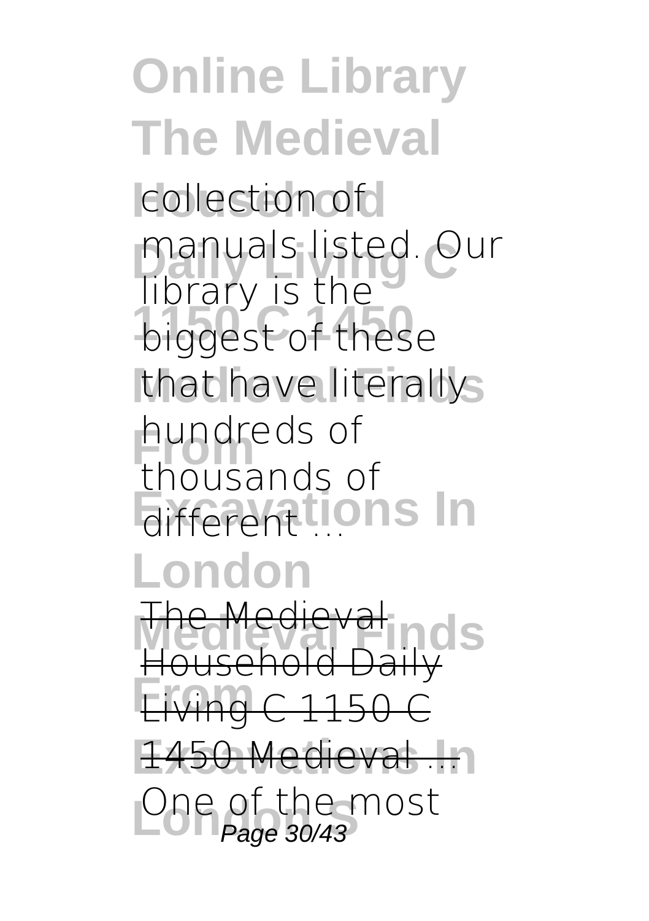collection of manuals listed. Our library is the biggest of these that have literally hundreds of thousands of different ...

~~The Medieval Household Daily Living C 1150 C 1450 Medieval ...~~

One of the most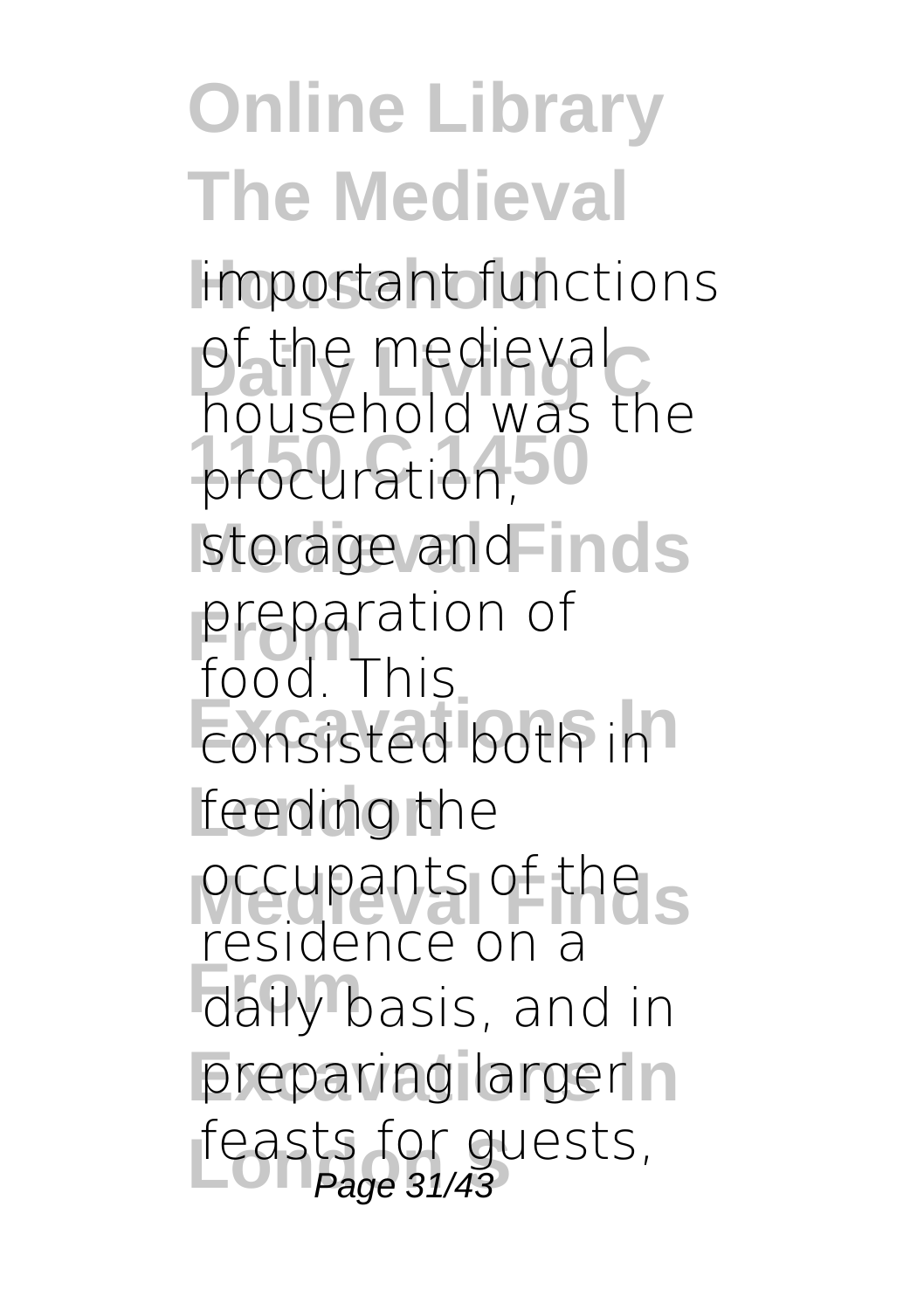important functions of the medieval household was the procuration, storage and preparation of food. This consisted both in feeding the occupants of the residence on a daily basis, and in preparing larger feasts for guests,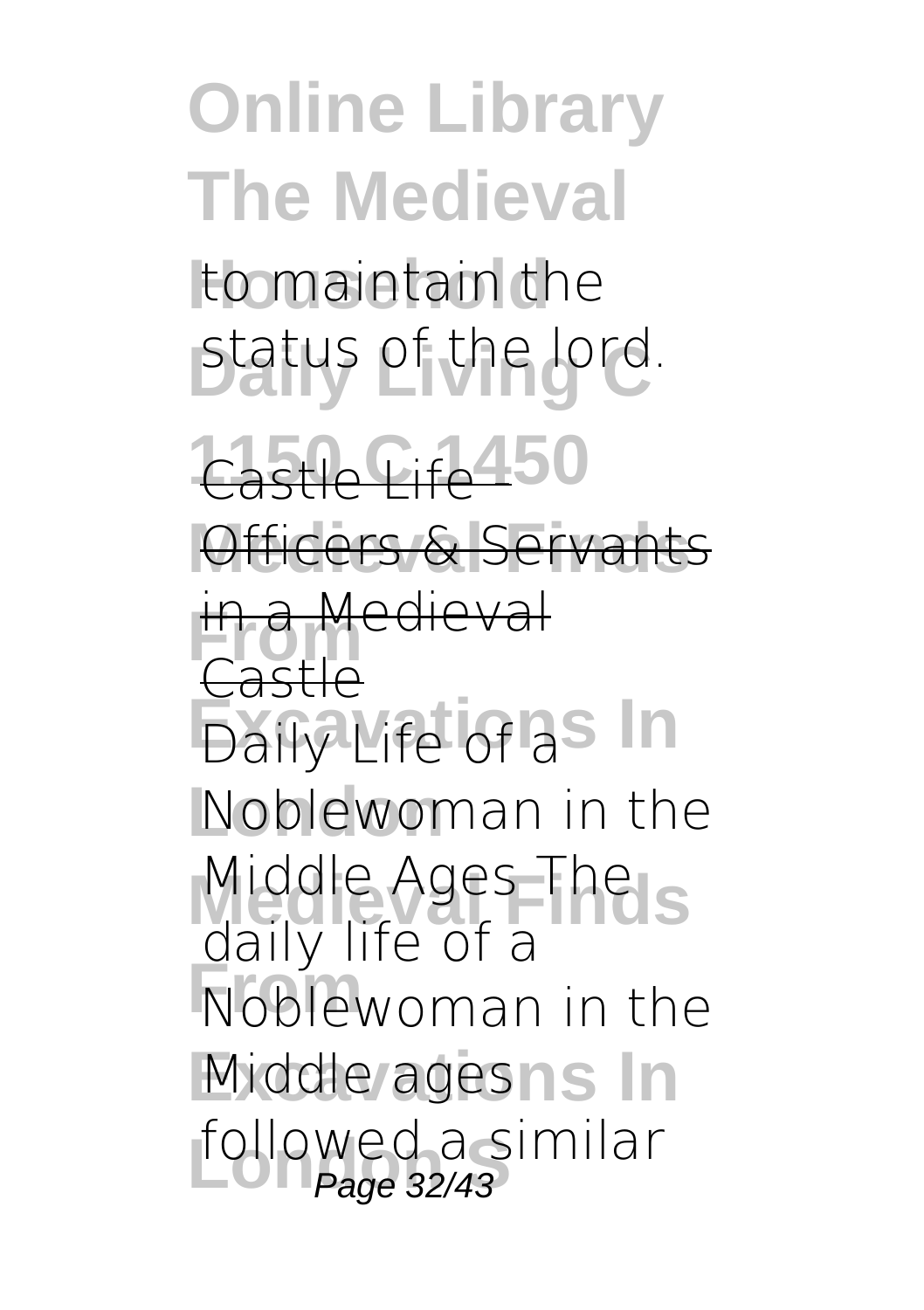to maintain the status of the lord.

Castle Life - Officers & Servants in a Medieval Castle

Daily Life of a Noblewoman in the Middle Ages The daily life of a Noblewoman in the Middle ages followed a similar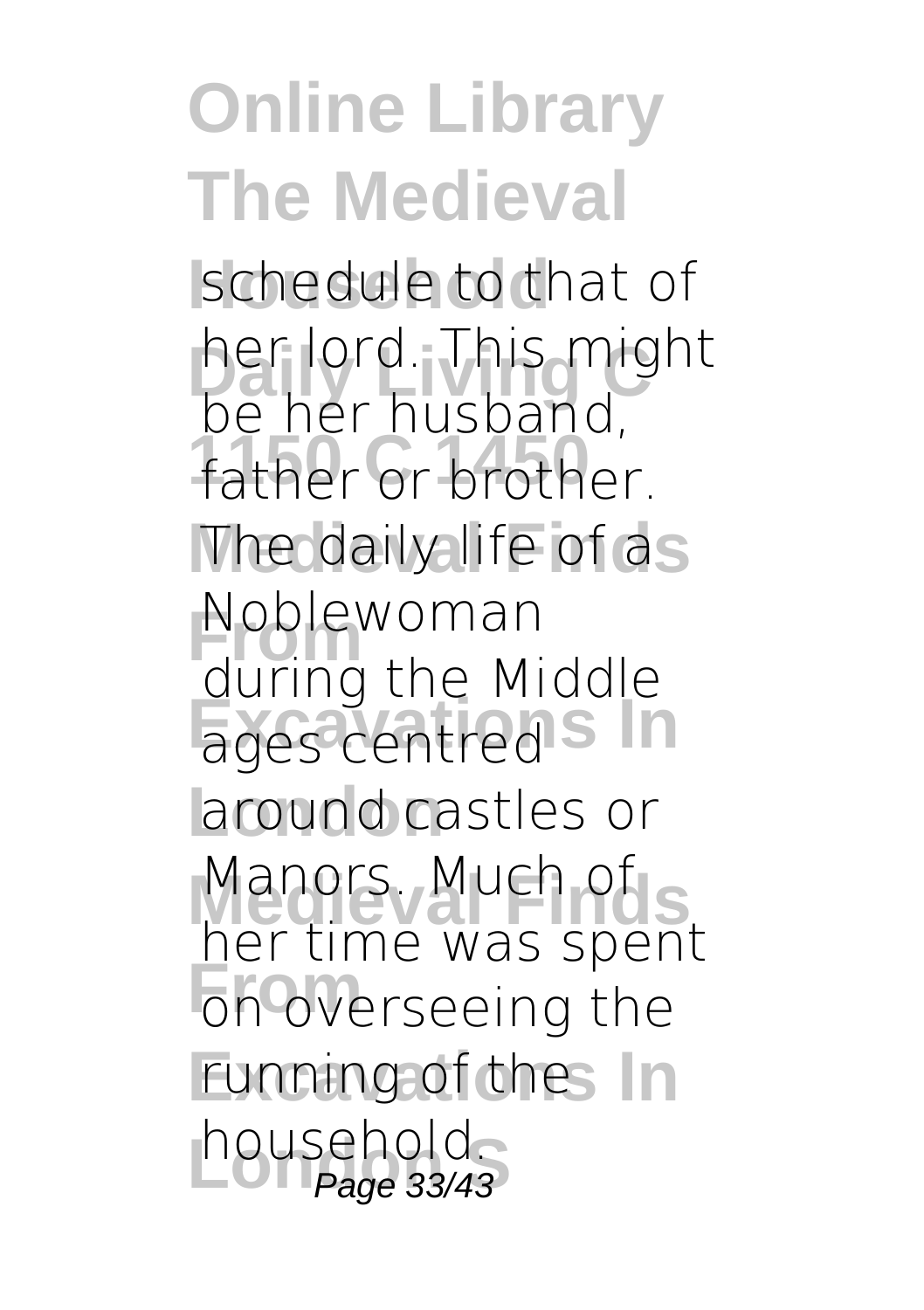schedule to that of her lord. This might be her husband, father or brother. The daily life of a Noblewoman during the Middle ages centred around castles or Manors. Much of her time was spent on overseeing the running of the household.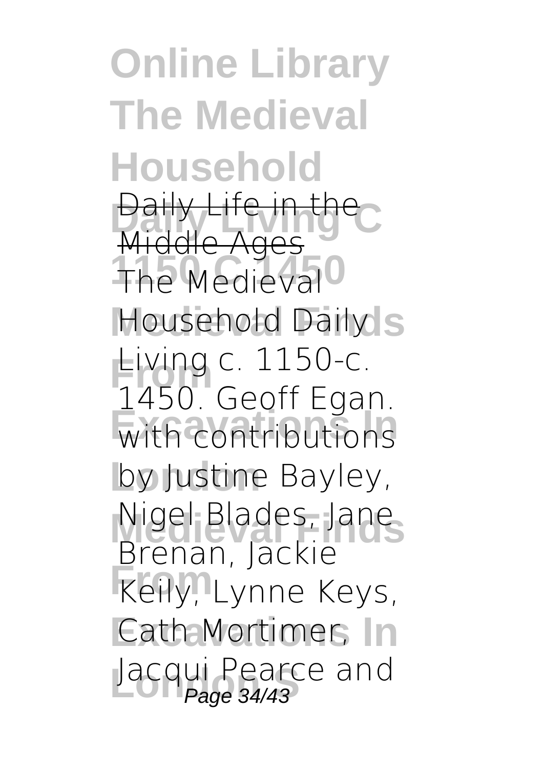~~Daily Life in the Middle Ages~~

The Medieval Household Daily Living c. 1150-c. 1450. Geoff Egan. with contributions by Justine Bayley, Nigel Blades, Jane Brenan, Jackie Keily, Lynne Keys, Cath Mortimer, Jacqui Pearce and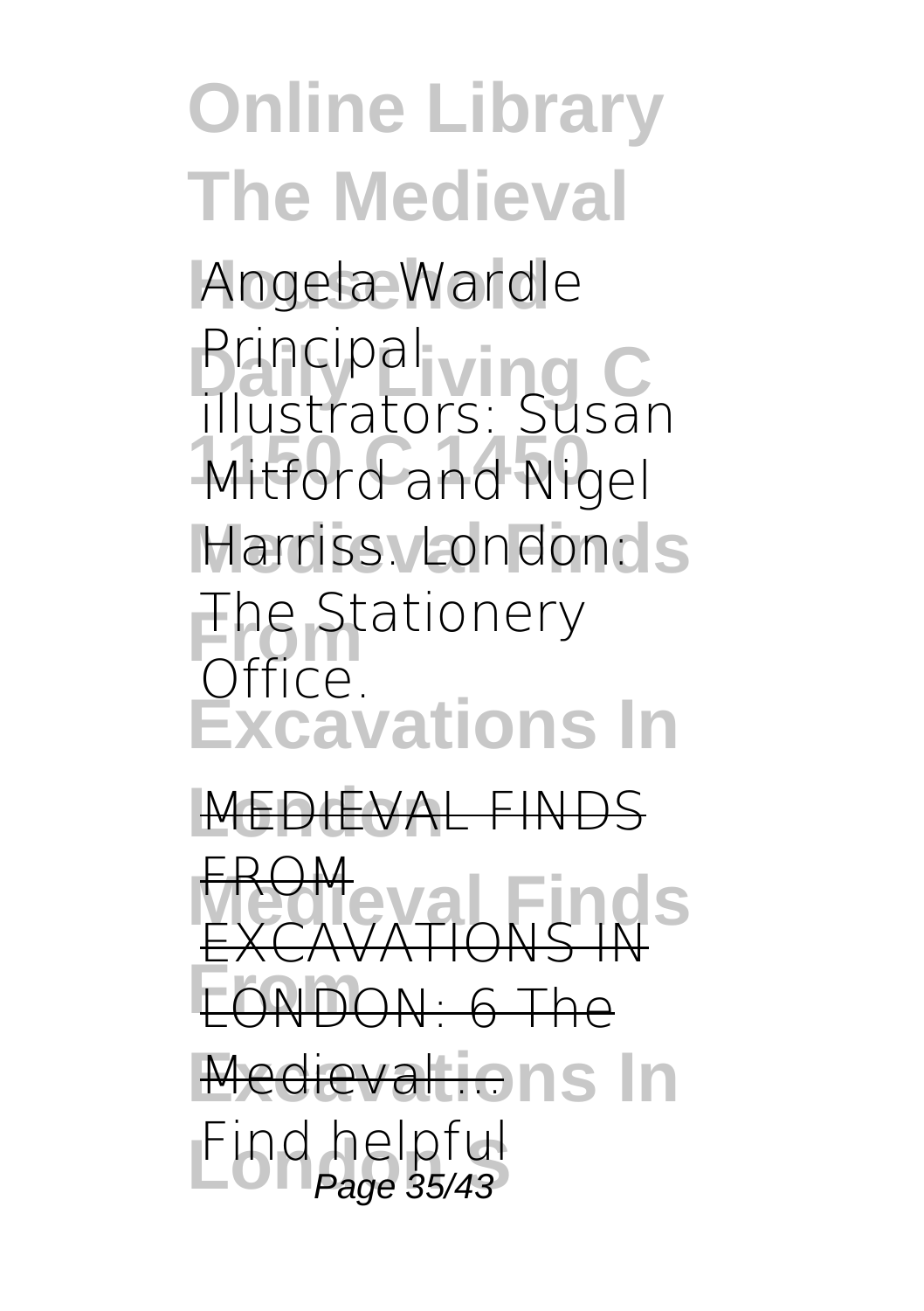Angela Wardle Principal illustrators: Susan Mitford and Nigel Harriss. London: The Stationery Office.

MEDIEVAL FINDS FROM EXCAVATIONS IN LONDON: 6 The Medieval ...

Find helpful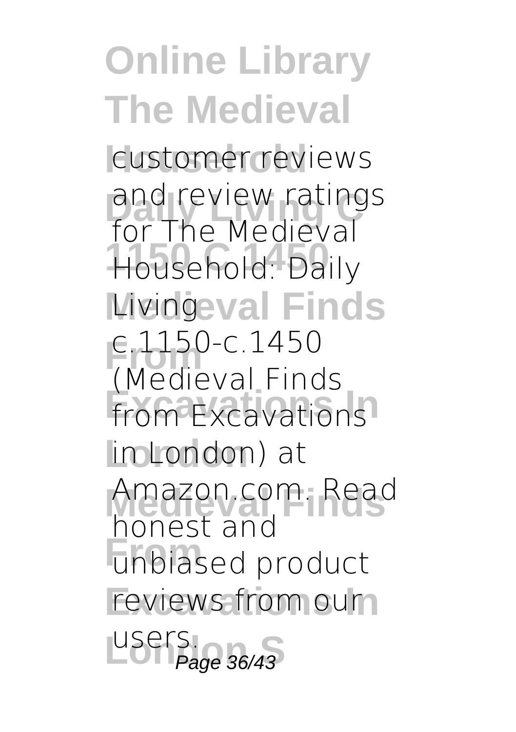customer reviews and review ratings for The Medieval Household: Daily Living c.1150-c.1450 (Medieval Finds from Excavations in London) at Amazon.com. Read honest and unbiased product reviews from our users.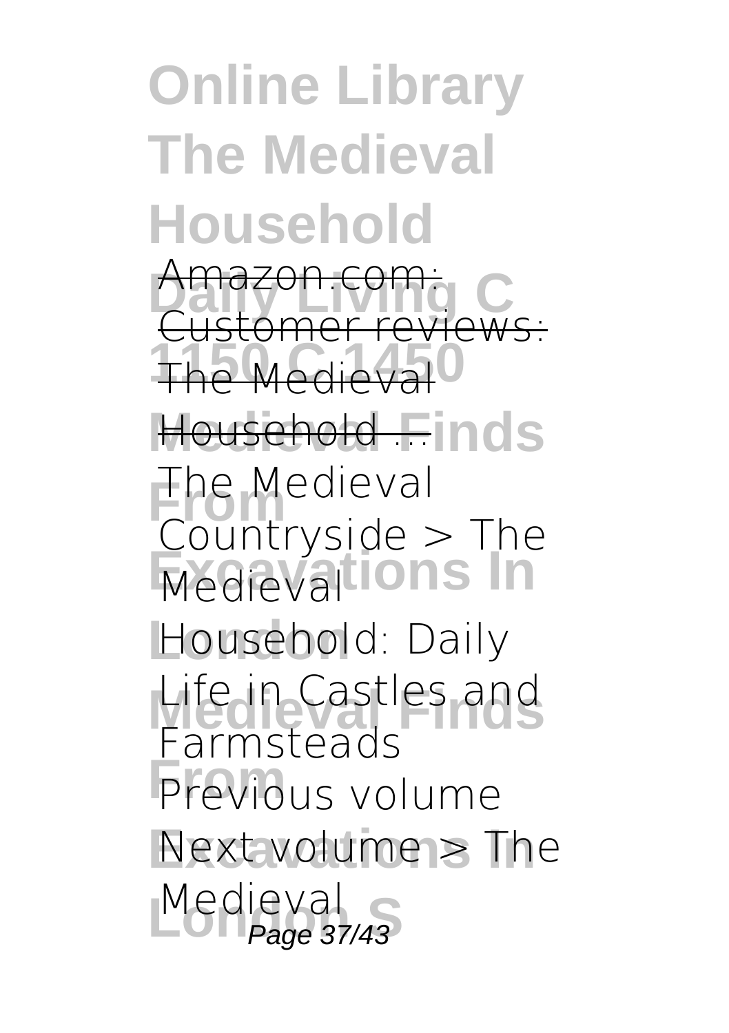Amazon.com: Customer reviews: The Medieval Household ...

The Medieval Countryside > The Medieval Household: Daily Life in Castles and Farmsteads Previous volume Next volume > The Medieval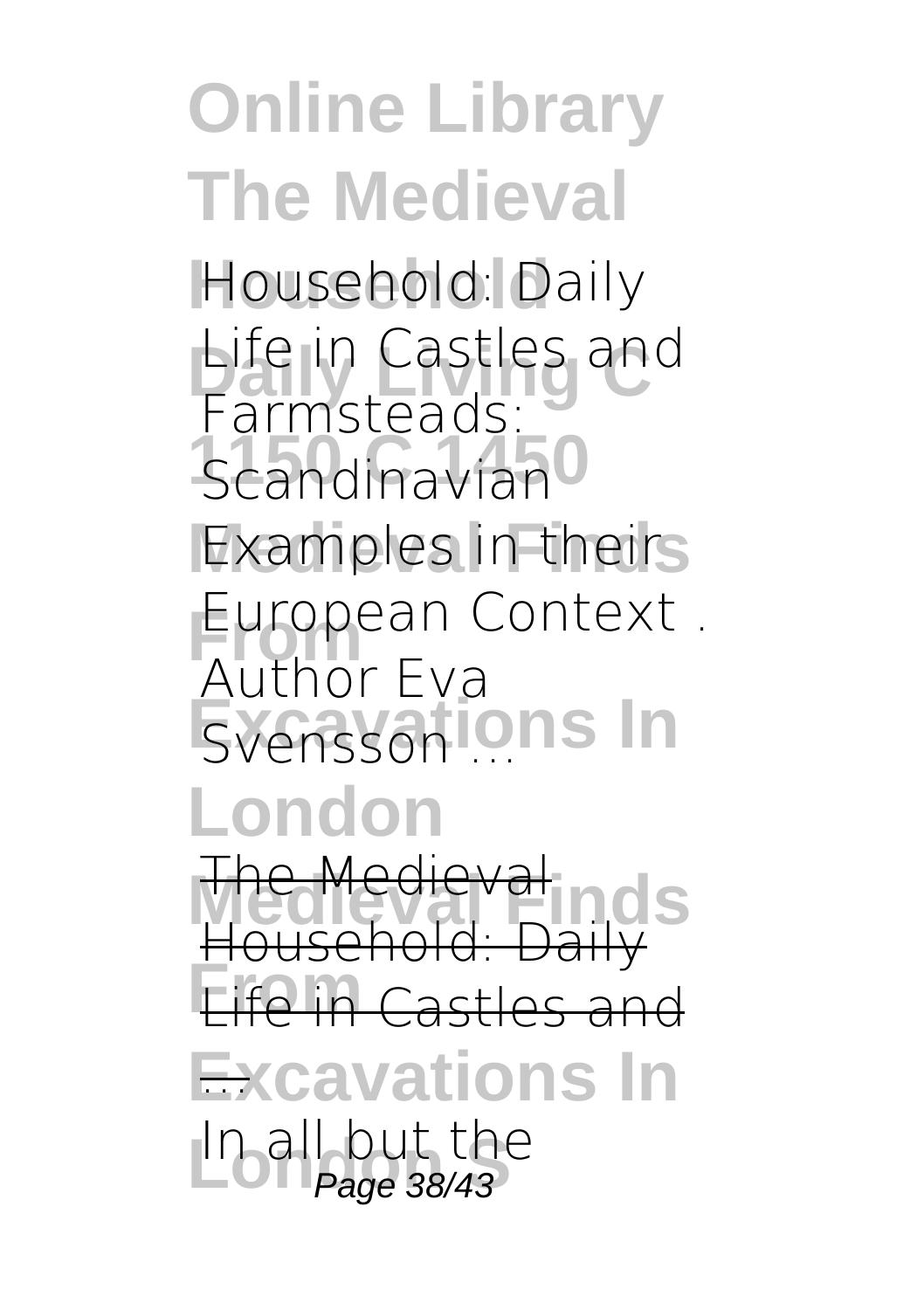Household: Daily Life in Castles and Farmsteads: Scandinavian Examples in their European Context . Author Eva Svensson ...

The Medieval Household: Daily Life in Castles and ...

In all but the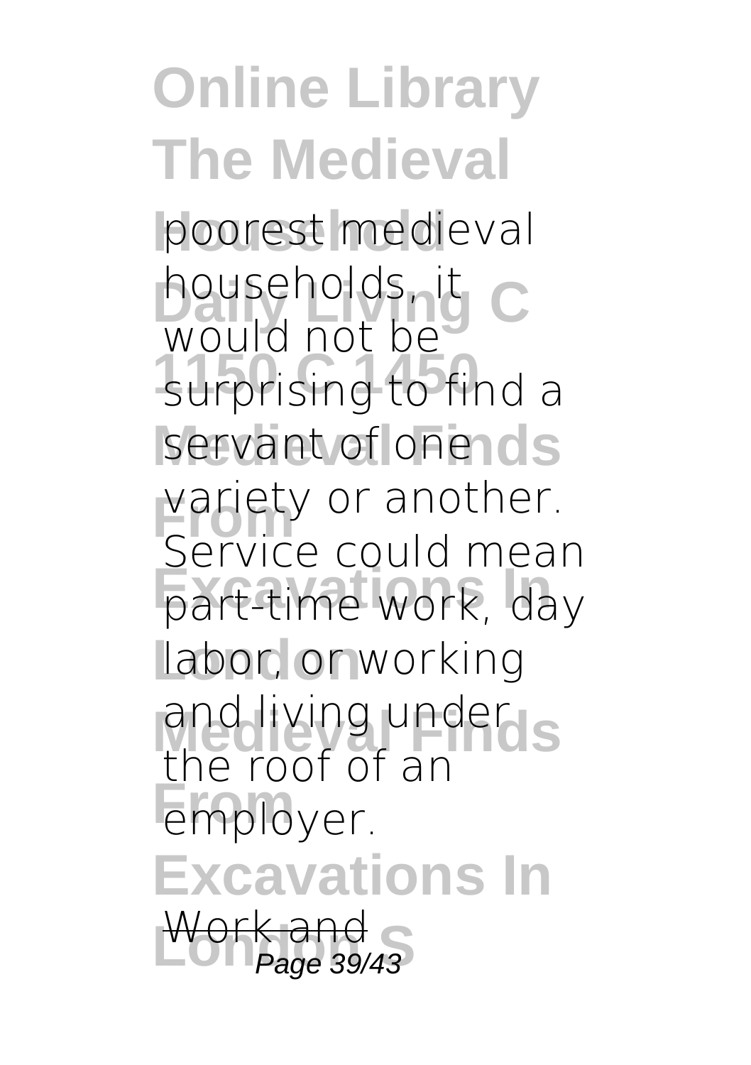poorest medieval households, it would not be surprising to find a servant of one variety or another. Service could mean part-time work, day labor, or working and living under the roof of an employer.

Work and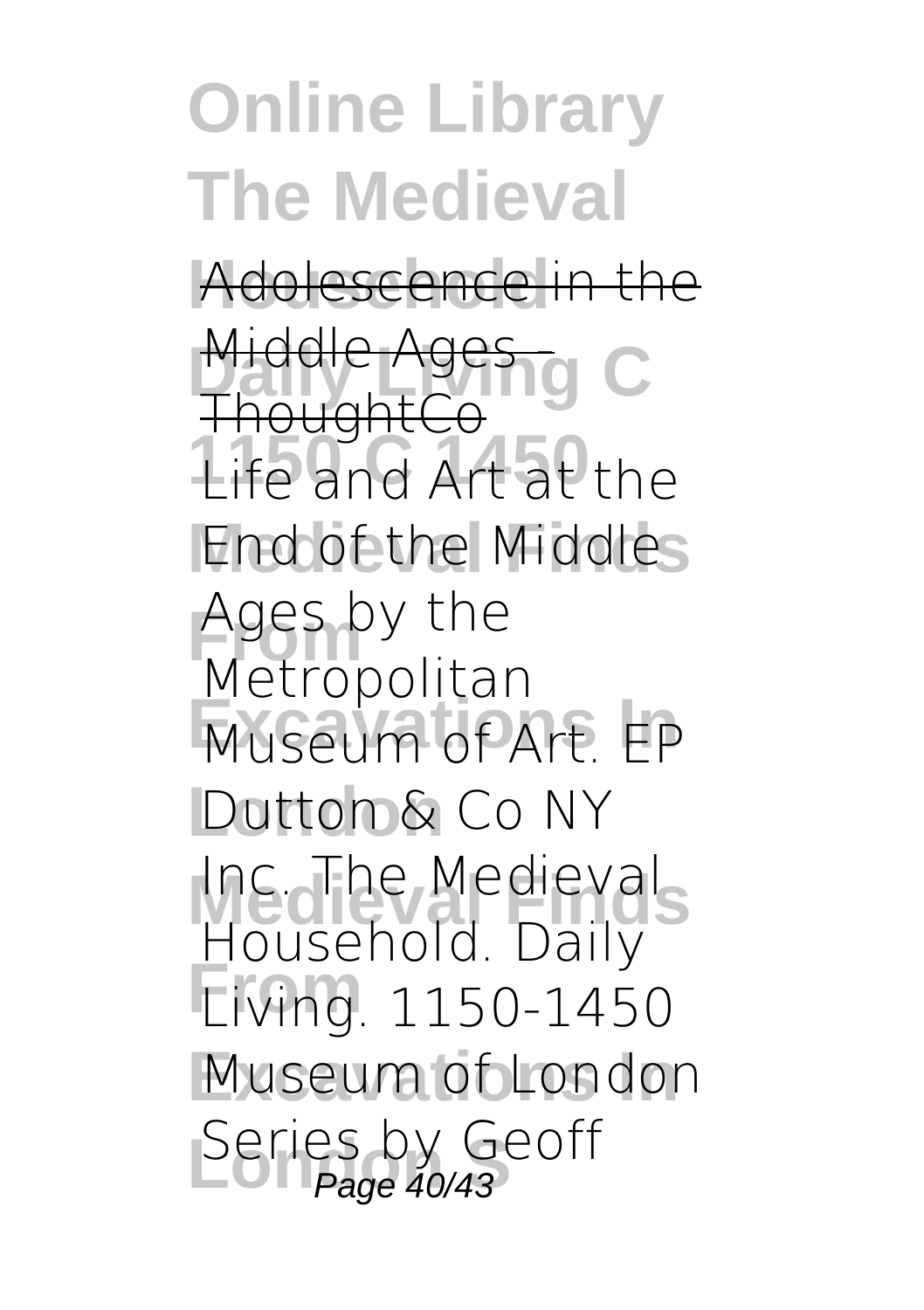Adolescence in the Middle Ages - ThoughtCo

Life and Art at the End of the Middle Ages by the Metropolitan Museum of Art. EP Dutton & Co NY Inc. The Medieval Household. Daily Living. 1150-1450 Museum of London Series by Geoff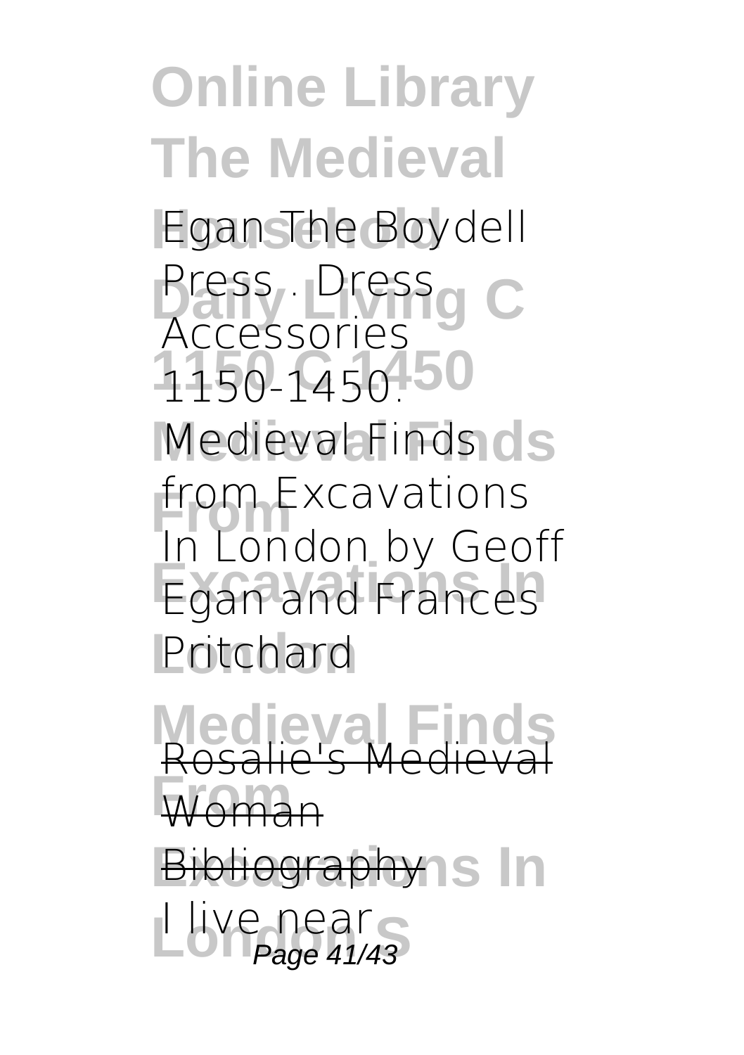Egan The Boydell Press . Dress Accessories 1150-1450: Medieval Finds from Excavations In London by Geoff Egan and Frances Pritchard

Rosalie's Medieval Woman

Bibliography

I live near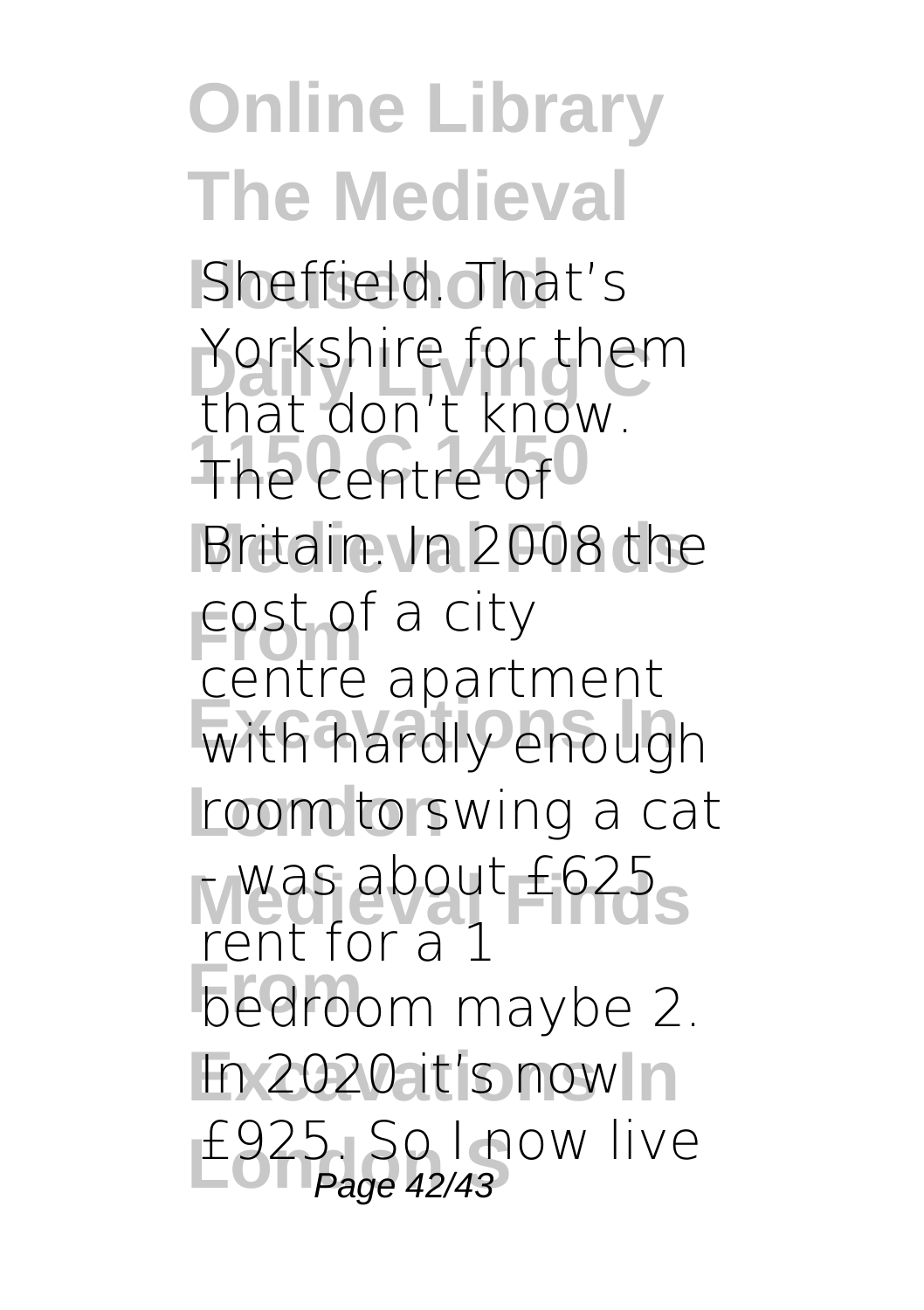Sheffield. That's Yorkshire for them that don't know. The centre of Britain. In 2008 the cost of a city centre apartment with hardly enough room to swing a cat - was about £625 rent for a 1 bedroom maybe 2. In 2020 it's now £925. So I now live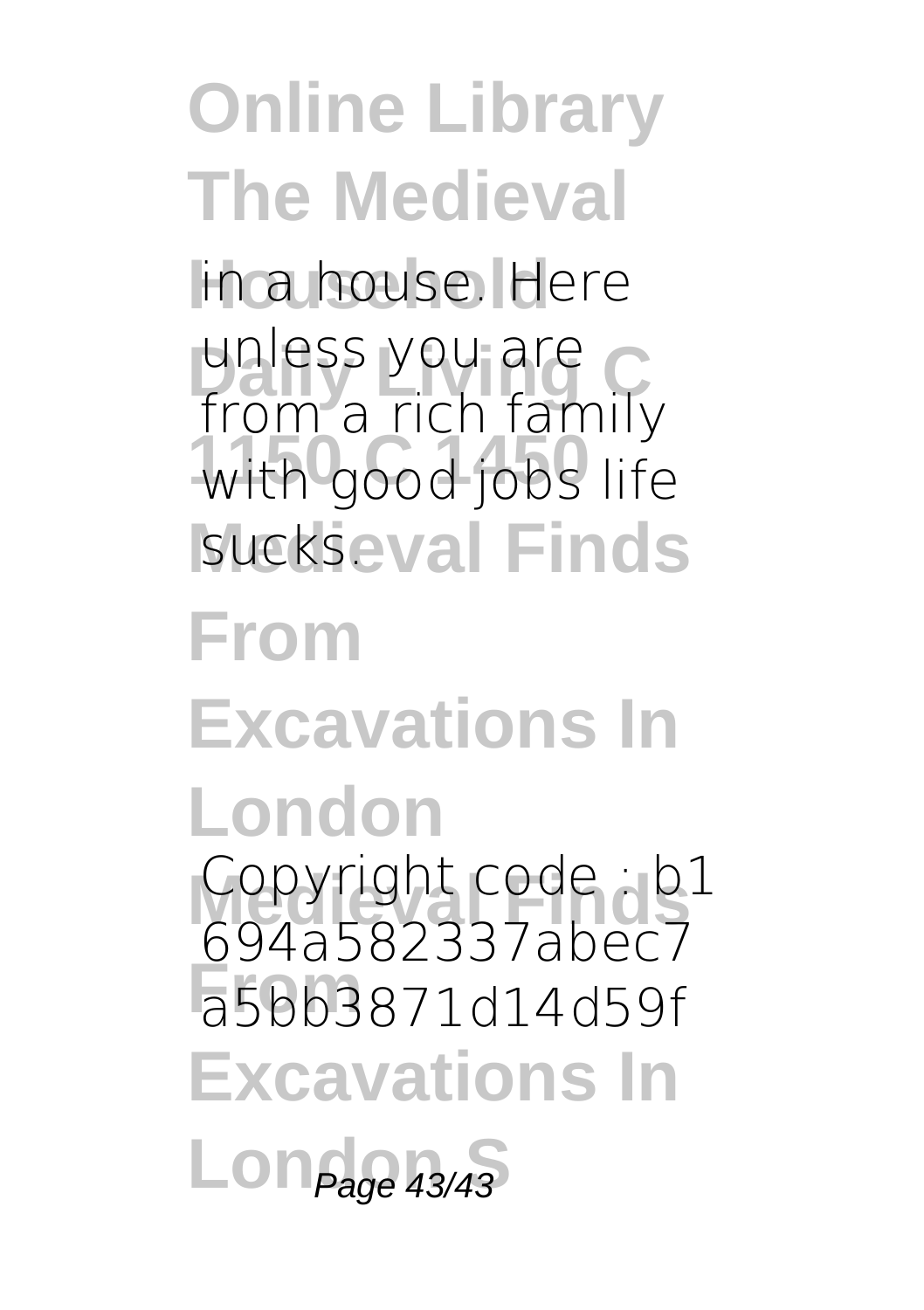in a house. Here unless you are from a rich family with good jobs life sucks.

Copyright code : b1694a582337abec7a5bb3871d14d59f